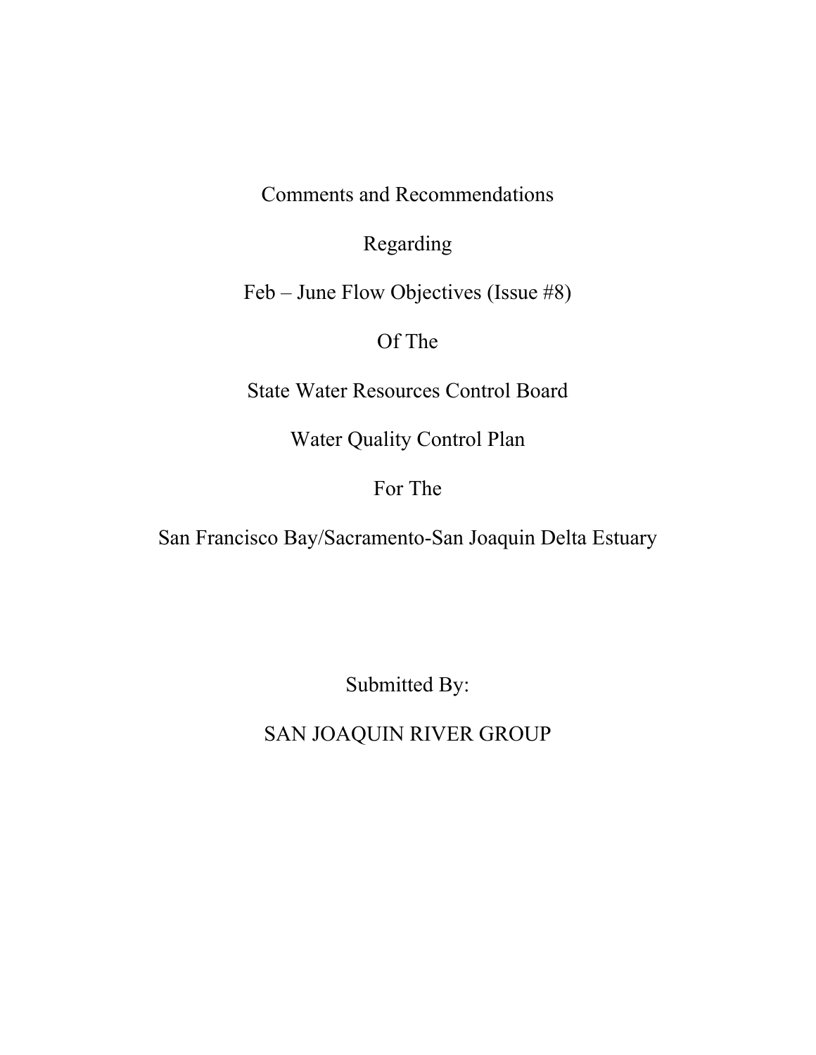Comments and Recommendations

Regarding

Feb – June Flow Objectives (Issue #8)

Of The

State Water Resources Control Board

Water Quality Control Plan

For The

San Francisco Bay/Sacramento-San Joaquin Delta Estuary

Submitted By:

SAN JOAQUIN RIVER GROUP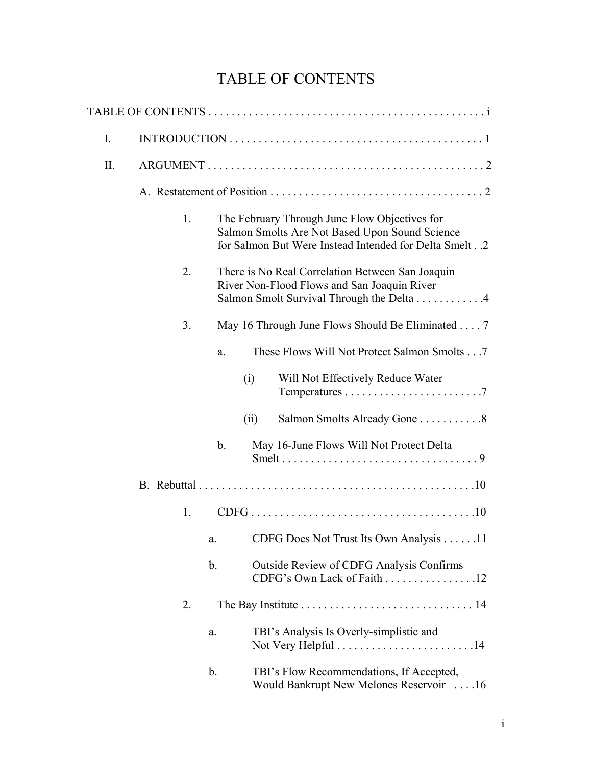# TABLE OF CONTENTS

TABLE OF CONTENTS . . . . . . . . . . . . . . . . . . . . . . . . . . . . . . . . . . . . . . . . . . . . . . . . i

I. INTRODUCTION . . . . . . . . . . . . . . . . . . . . . . . . . . . . . . . . . . . . . . . . . . . 1

II. ARGUMENT . . . . . . . . . . . . . . . . . . . . . . . . . . . . . . . . . . . . . . . . . . . . . . 2

- A. Restatement of Position . . . . . . . . . . . . . . . . . . . . . . . . . . . . . . . . . . . . 2
  - 1. The February Through June Flow Objectives for Salmon Smolts Are Not Based Upon Sound Science for Salmon But Were Instead Intended for Delta Smelt . . 2
  - 2. There is No Real Correlation Between San Joaquin River Non-Flood Flows and San Joaquin River Salmon Smolt Survival Through the Delta . . . . . . . . . . . 4
  - 3. May 16 Through June Flows Should Be Eliminated . . . . 7
    - a. These Flows Will Not Protect Salmon Smolts . . . 7
      - (i) Will Not Effectively Reduce Water Temperatures . . . . . . . . . . . . . . . . . . . . . . . . 7
      - (ii) Salmon Smolts Already Gone . . . . . . . . . . . 8
    - b. May 16-June Flows Will Not Protect Delta Smelt . . . . . . . . . . . . . . . . . . . . . . . . . . . . . . . . . . 9
- B. Rebuttal . . . . . . . . . . . . . . . . . . . . . . . . . . . . . . . . . . . . . . . . . . . . . . . 10
  - 1. CDFG . . . . . . . . . . . . . . . . . . . . . . . . . . . . . . . . . . . . . . . 10
    - a. CDFG Does Not Trust Its Own Analysis . . . . . . 11
    - b. Outside Review of CDFG Analysis Confirms CDFG's Own Lack of Faith . . . . . . . . . . . . . . . . 12
  - 2. The Bay Institute . . . . . . . . . . . . . . . . . . . . . . . . . . . . . . 14
    - a. TBI's Analysis Is Overly-simplistic and Not Very Helpful . . . . . . . . . . . . . . . . . . . . . . . . 14
    - b. TBI's Flow Recommendations, If Accepted, Would Bankrupt New Melones Reservoir . . . . 16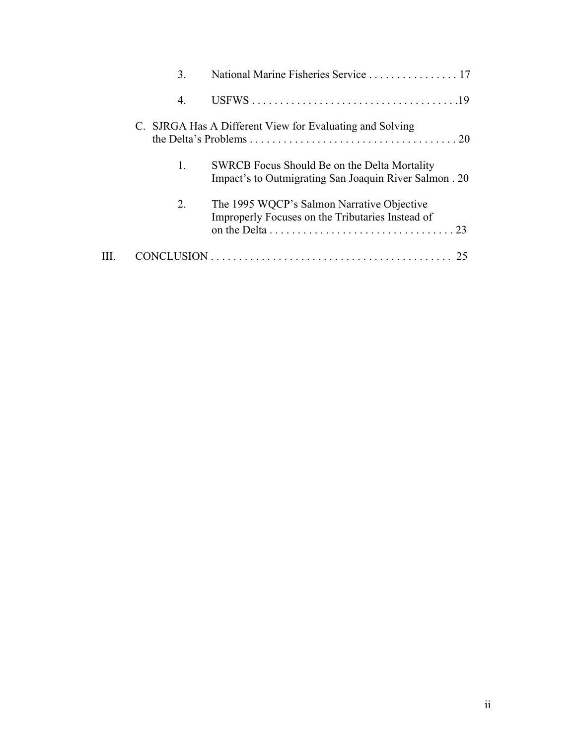3. National Marine Fisheries Service . . . . . . . . . . . . . . . . 17

4. USFWS . . . . . . . . . . . . . . . . . . . . . . . . . . . . . . . . . . . . .19

C. SJRGA Has A Different View for Evaluating and Solving the Delta's Problems . . . . . . . . . . . . . . . . . . . . . . . . . . . . . . . . . . . . . 20

1. SWRCB Focus Should Be on the Delta Mortality Impact's to Outmigrating San Joaquin River Salmon . 20

2. The 1995 WQCP's Salmon Narrative Objective Improperly Focuses on the Tributaries Instead of on the Delta . . . . . . . . . . . . . . . . . . . . . . . . . . . . . . . . . 23

III. CONCLUSION . . . . . . . . . . . . . . . . . . . . . . . . . . . . . . . . . . . . . . . . . . 25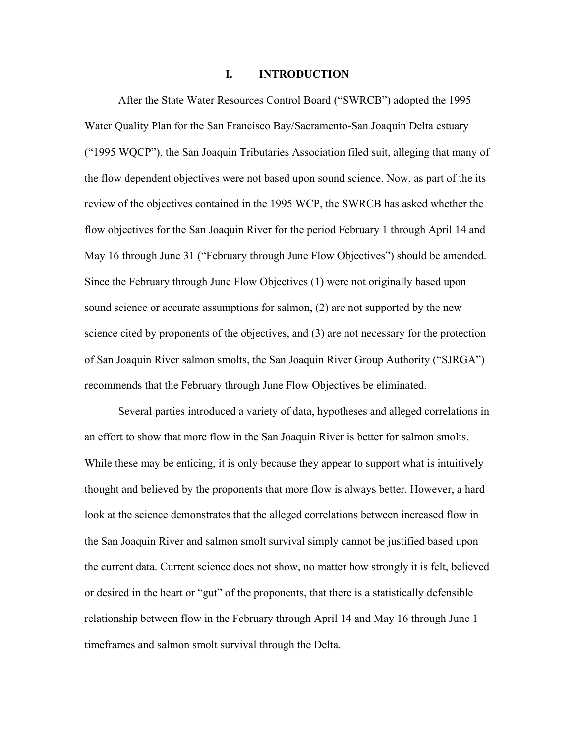# I. INTRODUCTION

After the State Water Resources Control Board ("SWRCB") adopted the 1995 Water Quality Plan for the San Francisco Bay/Sacramento-San Joaquin Delta estuary ("1995 WQCP"), the San Joaquin Tributaries Association filed suit, alleging that many of the flow dependent objectives were not based upon sound science. Now, as part of the its review of the objectives contained in the 1995 WCP, the SWRCB has asked whether the flow objectives for the San Joaquin River for the period February 1 through April 14 and May 16 through June 31 ("February through June Flow Objectives") should be amended. Since the February through June Flow Objectives (1) were not originally based upon sound science or accurate assumptions for salmon, (2) are not supported by the new science cited by proponents of the objectives, and (3) are not necessary for the protection of San Joaquin River salmon smolts, the San Joaquin River Group Authority ("SJRGA") recommends that the February through June Flow Objectives be eliminated.

Several parties introduced a variety of data, hypotheses and alleged correlations in an effort to show that more flow in the San Joaquin River is better for salmon smolts. While these may be enticing, it is only because they appear to support what is intuitively thought and believed by the proponents that more flow is always better. However, a hard look at the science demonstrates that the alleged correlations between increased flow in the San Joaquin River and salmon smolt survival simply cannot be justified based upon the current data. Current science does not show, no matter how strongly it is felt, believed or desired in the heart or "gut" of the proponents, that there is a statistically defensible relationship between flow in the February through April 14 and May 16 through June 1 timeframes and salmon smolt survival through the Delta.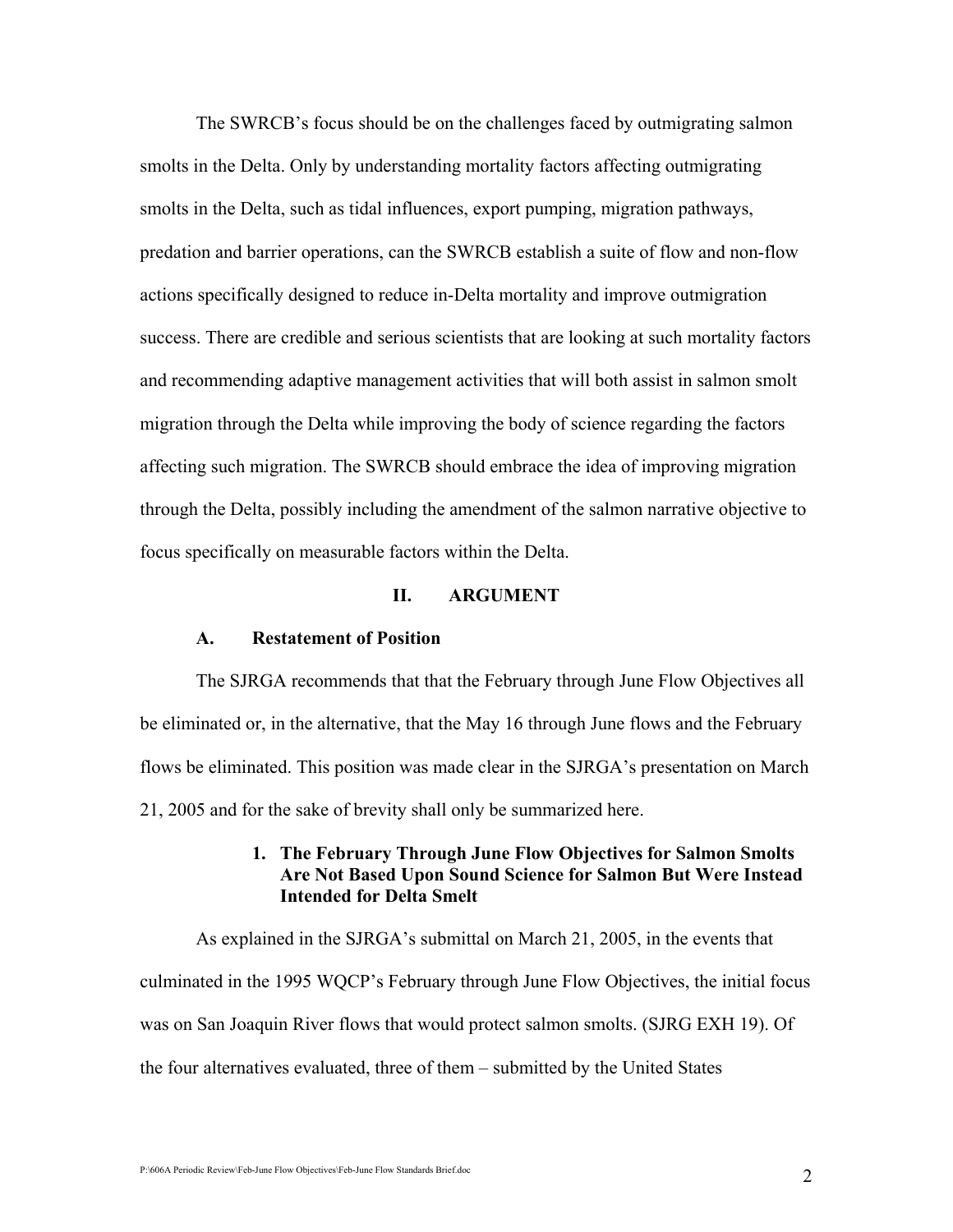The SWRCB's focus should be on the challenges faced by outmigrating salmon smolts in the Delta. Only by understanding mortality factors affecting outmigrating smolts in the Delta, such as tidal influences, export pumping, migration pathways, predation and barrier operations, can the SWRCB establish a suite of flow and non-flow actions specifically designed to reduce in-Delta mortality and improve outmigration success. There are credible and serious scientists that are looking at such mortality factors and recommending adaptive management activities that will both assist in salmon smolt migration through the Delta while improving the body of science regarding the factors affecting such migration. The SWRCB should embrace the idea of improving migration through the Delta, possibly including the amendment of the salmon narrative objective to focus specifically on measurable factors within the Delta.

## II. ARGUMENT

### A. Restatement of Position

The SJRGA recommends that that the February through June Flow Objectives all be eliminated or, in the alternative, that the May 16 through June flows and the February flows be eliminated. This position was made clear in the SJRGA's presentation on March 21, 2005 and for the sake of brevity shall only be summarized here.

#### 1. The February Through June Flow Objectives for Salmon Smolts Are Not Based Upon Sound Science for Salmon But Were Instead Intended for Delta Smelt

As explained in the SJRGA's submittal on March 21, 2005, in the events that culminated in the 1995 WQCP's February through June Flow Objectives, the initial focus was on San Joaquin River flows that would protect salmon smolts. (SJRG EXH 19). Of the four alternatives evaluated, three of them – submitted by the United States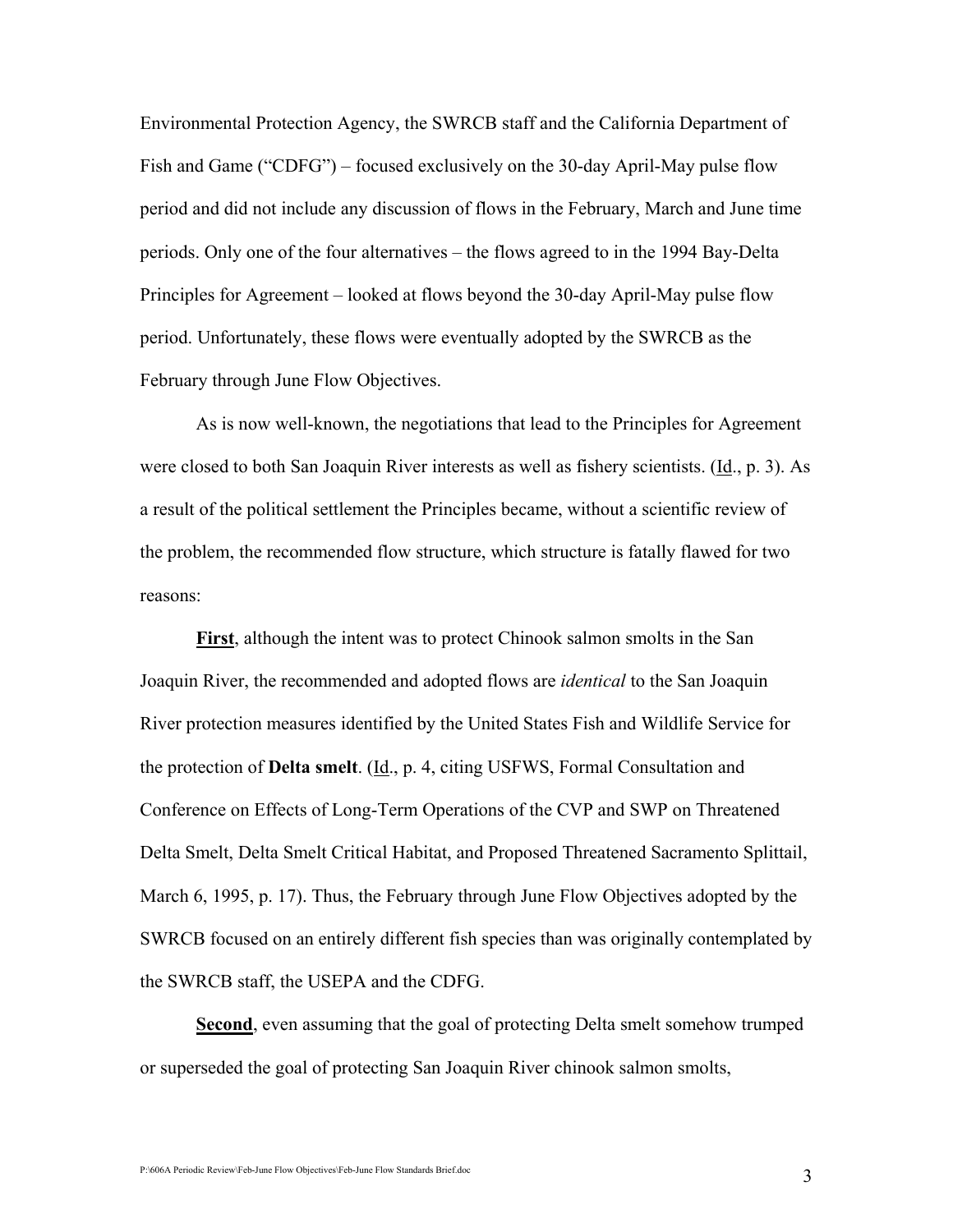Environmental Protection Agency, the SWRCB staff and the California Department of Fish and Game ("CDFG") – focused exclusively on the 30-day April-May pulse flow period and did not include any discussion of flows in the February, March and June time periods. Only one of the four alternatives – the flows agreed to in the 1994 Bay-Delta Principles for Agreement – looked at flows beyond the 30-day April-May pulse flow period. Unfortunately, these flows were eventually adopted by the SWRCB as the February through June Flow Objectives.

As is now well-known, the negotiations that lead to the Principles for Agreement were closed to both San Joaquin River interests as well as fishery scientists. (Id., p. 3). As a result of the political settlement the Principles became, without a scientific review of the problem, the recommended flow structure, which structure is fatally flawed for two reasons:

**First**, although the intent was to protect Chinook salmon smolts in the San Joaquin River, the recommended and adopted flows are *identical* to the San Joaquin River protection measures identified by the United States Fish and Wildlife Service for the protection of **Delta smelt**. (Id., p. 4, citing USFWS, Formal Consultation and Conference on Effects of Long-Term Operations of the CVP and SWP on Threatened Delta Smelt, Delta Smelt Critical Habitat, and Proposed Threatened Sacramento Splittail, March 6, 1995, p. 17). Thus, the February through June Flow Objectives adopted by the SWRCB focused on an entirely different fish species than was originally contemplated by the SWRCB staff, the USEPA and the CDFG.

**Second**, even assuming that the goal of protecting Delta smelt somehow trumped or superseded the goal of protecting San Joaquin River chinook salmon smolts,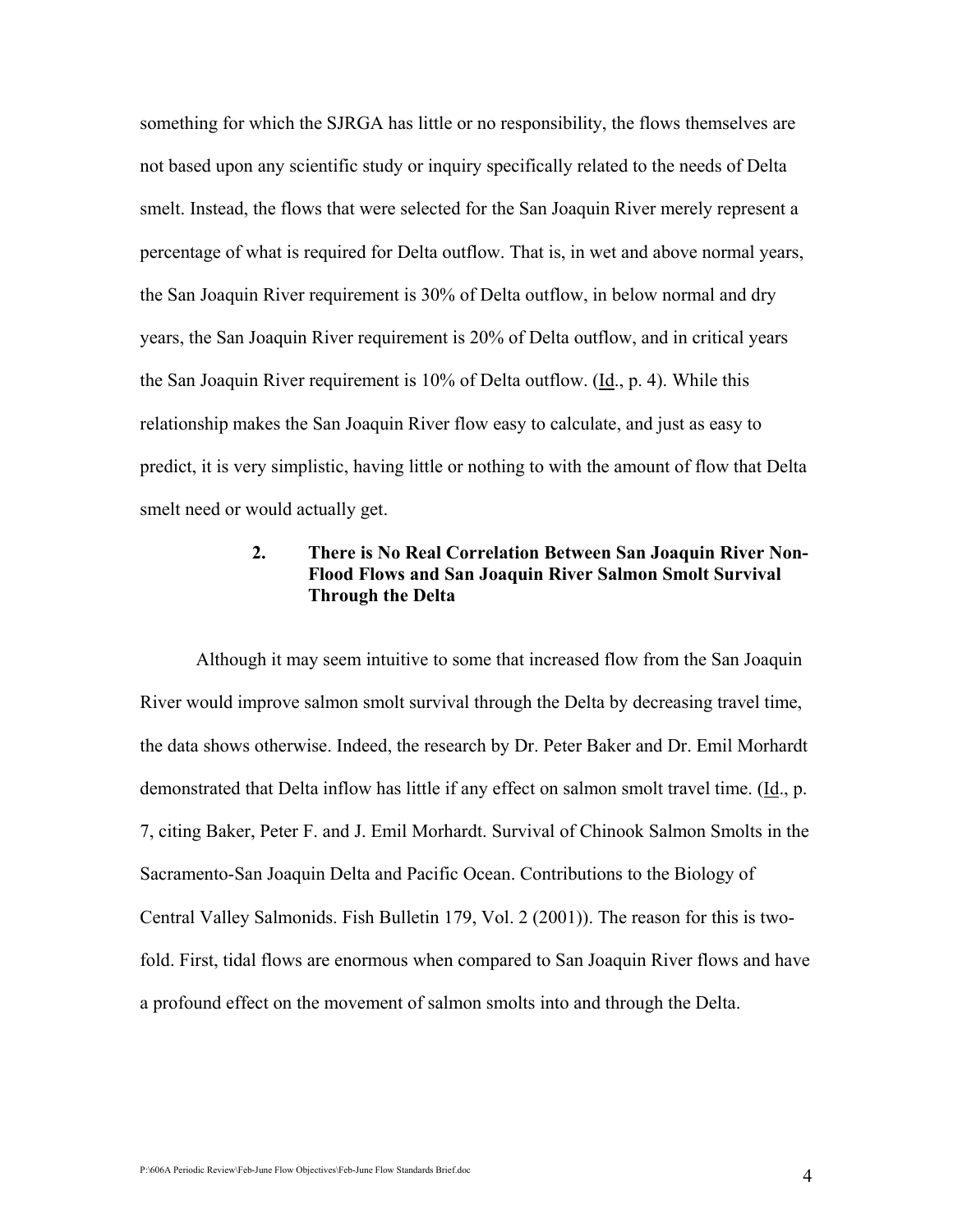something for which the SJRGA has little or no responsibility, the flows themselves are not based upon any scientific study or inquiry specifically related to the needs of Delta smelt. Instead, the flows that were selected for the San Joaquin River merely represent a percentage of what is required for Delta outflow. That is, in wet and above normal years, the San Joaquin River requirement is 30% of Delta outflow, in below normal and dry years, the San Joaquin River requirement is 20% of Delta outflow, and in critical years the San Joaquin River requirement is 10% of Delta outflow. (Id., p. 4). While this relationship makes the San Joaquin River flow easy to calculate, and just as easy to predict, it is very simplistic, having little or nothing to with the amount of flow that Delta smelt need or would actually get.

### 2. There is No Real Correlation Between San Joaquin River Non-Flood Flows and San Joaquin River Salmon Smolt Survival Through the Delta

Although it may seem intuitive to some that increased flow from the San Joaquin River would improve salmon smolt survival through the Delta by decreasing travel time, the data shows otherwise. Indeed, the research by Dr. Peter Baker and Dr. Emil Morhardt demonstrated that Delta inflow has little if any effect on salmon smolt travel time. (Id., p. 7, citing Baker, Peter F. and J. Emil Morhardt. Survival of Chinook Salmon Smolts in the Sacramento-San Joaquin Delta and Pacific Ocean. Contributions to the Biology of Central Valley Salmonids. Fish Bulletin 179, Vol. 2 (2001)). The reason for this is two-fold. First, tidal flows are enormous when compared to San Joaquin River flows and have a profound effect on the movement of salmon smolts into and through the Delta.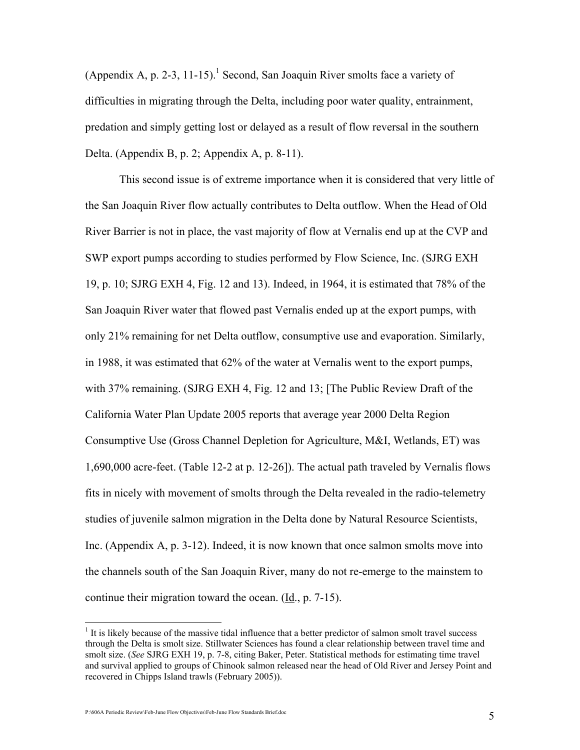(Appendix A, p. 2-3, 11-15).[1] Second, San Joaquin River smolts face a variety of difficulties in migrating through the Delta, including poor water quality, entrainment, predation and simply getting lost or delayed as a result of flow reversal in the southern Delta. (Appendix B, p. 2; Appendix A, p. 8-11).

This second issue is of extreme importance when it is considered that very little of the San Joaquin River flow actually contributes to Delta outflow. When the Head of Old River Barrier is not in place, the vast majority of flow at Vernalis end up at the CVP and SWP export pumps according to studies performed by Flow Science, Inc. (SJRG EXH 19, p. 10; SJRG EXH 4, Fig. 12 and 13). Indeed, in 1964, it is estimated that 78% of the San Joaquin River water that flowed past Vernalis ended up at the export pumps, with only 21% remaining for net Delta outflow, consumptive use and evaporation. Similarly, in 1988, it was estimated that 62% of the water at Vernalis went to the export pumps, with 37% remaining. (SJRG EXH 4, Fig. 12 and 13; [The Public Review Draft of the California Water Plan Update 2005 reports that average year 2000 Delta Region Consumptive Use (Gross Channel Depletion for Agriculture, M&I, Wetlands, ET) was 1,690,000 acre-feet. (Table 12-2 at p. 12-26]). The actual path traveled by Vernalis flows fits in nicely with movement of smolts through the Delta revealed in the radio-telemetry studies of juvenile salmon migration in the Delta done by Natural Resource Scientists, Inc. (Appendix A, p. 3-12). Indeed, it is now known that once salmon smolts move into the channels south of the San Joaquin River, many do not re-emerge to the mainstem to continue their migration toward the ocean. (Id., p. 7-15).

---

[1] It is likely because of the massive tidal influence that a better predictor of salmon smolt travel success through the Delta is smolt size. Stillwater Sciences has found a clear relationship between travel time and smolt size. (*See* SJRG EXH 19, p. 7-8, citing Baker, Peter. Statistical methods for estimating time travel and survival applied to groups of Chinook salmon released near the head of Old River and Jersey Point and recovered in Chipps Island trawls (February 2005)).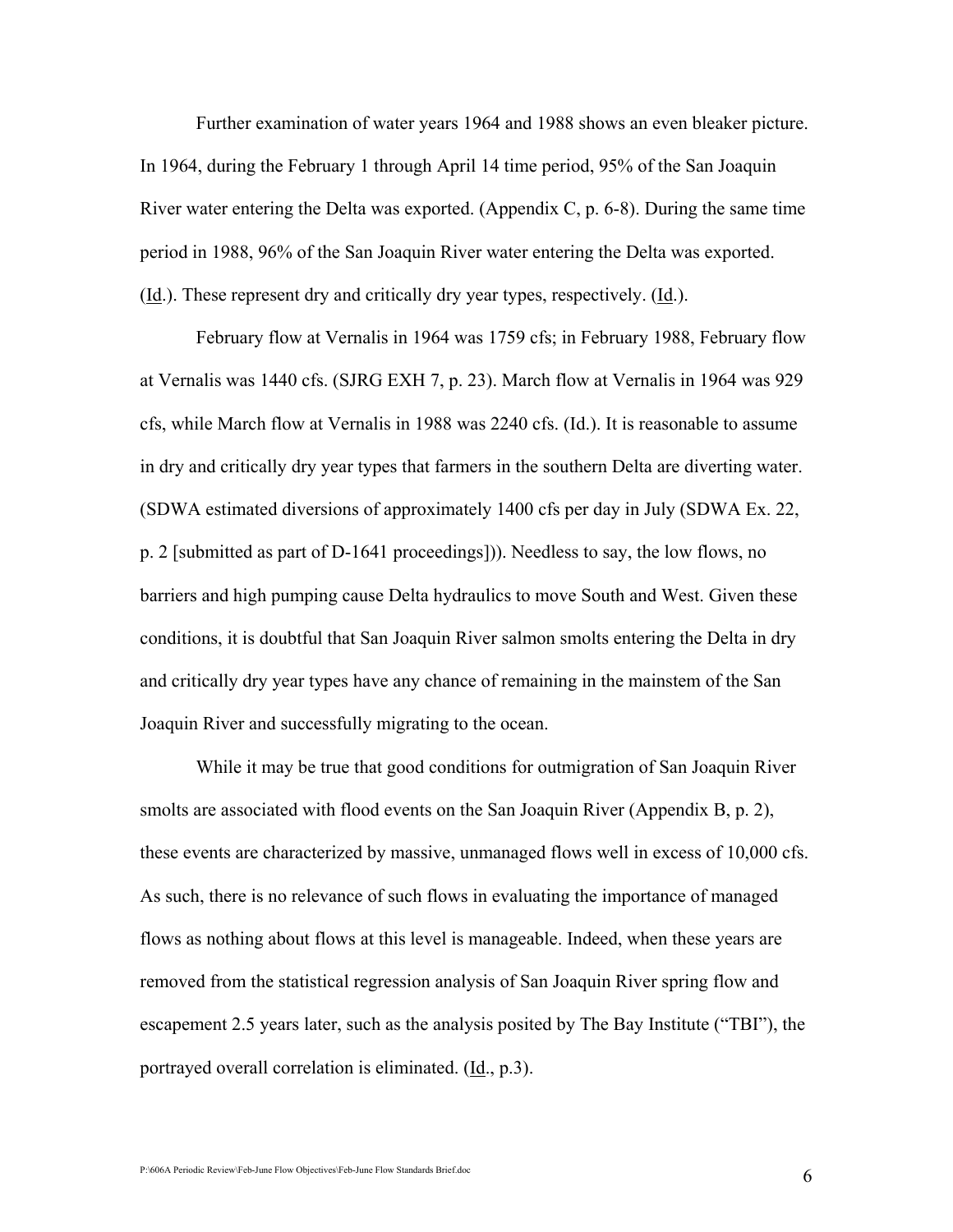Further examination of water years 1964 and 1988 shows an even bleaker picture. In 1964, during the February 1 through April 14 time period, 95% of the San Joaquin River water entering the Delta was exported. (Appendix C, p. 6-8). During the same time period in 1988, 96% of the San Joaquin River water entering the Delta was exported. (Id.). These represent dry and critically dry year types, respectively. (Id.).

February flow at Vernalis in 1964 was 1759 cfs; in February 1988, February flow at Vernalis was 1440 cfs. (SJRG EXH 7, p. 23). March flow at Vernalis in 1964 was 929 cfs, while March flow at Vernalis in 1988 was 2240 cfs. (Id.). It is reasonable to assume in dry and critically dry year types that farmers in the southern Delta are diverting water. (SDWA estimated diversions of approximately 1400 cfs per day in July (SDWA Ex. 22, p. 2 [submitted as part of D-1641 proceedings])). Needless to say, the low flows, no barriers and high pumping cause Delta hydraulics to move South and West. Given these conditions, it is doubtful that San Joaquin River salmon smolts entering the Delta in dry and critically dry year types have any chance of remaining in the mainstem of the San Joaquin River and successfully migrating to the ocean.

While it may be true that good conditions for outmigration of San Joaquin River smolts are associated with flood events on the San Joaquin River (Appendix B, p. 2), these events are characterized by massive, unmanaged flows well in excess of 10,000 cfs. As such, there is no relevance of such flows in evaluating the importance of managed flows as nothing about flows at this level is manageable. Indeed, when these years are removed from the statistical regression analysis of San Joaquin River spring flow and escapement 2.5 years later, such as the analysis posited by The Bay Institute ("TBI"), the portrayed overall correlation is eliminated. (Id., p.3).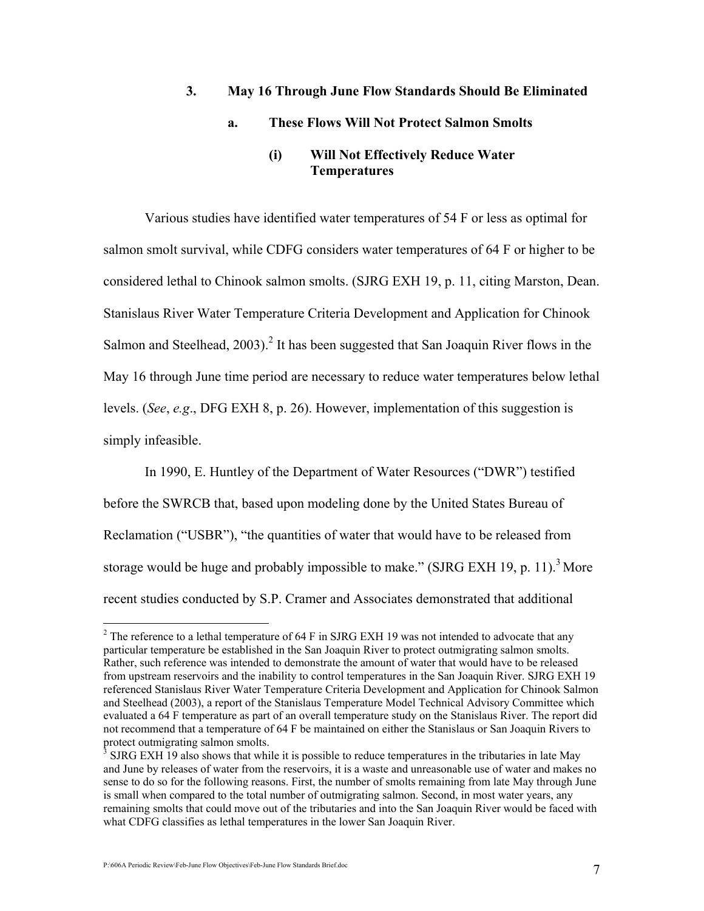### 3. May 16 Through June Flow Standards Should Be Eliminated

#### a. These Flows Will Not Protect Salmon Smolts

##### (i) Will Not Effectively Reduce Water Temperatures

Various studies have identified water temperatures of 54 F or less as optimal for salmon smolt survival, while CDFG considers water temperatures of 64 F or higher to be considered lethal to Chinook salmon smolts. (SJRG EXH 19, p. 11, citing Marston, Dean. Stanislaus River Water Temperature Criteria Development and Application for Chinook Salmon and Steelhead, 2003).[2] It has been suggested that San Joaquin River flows in the May 16 through June time period are necessary to reduce water temperatures below lethal levels. (*See*, *e.g*., DFG EXH 8, p. 26). However, implementation of this suggestion is simply infeasible.

In 1990, E. Huntley of the Department of Water Resources ("DWR") testified before the SWRCB that, based upon modeling done by the United States Bureau of Reclamation ("USBR"), "the quantities of water that would have to be released from storage would be huge and probably impossible to make." (SJRG EXH 19, p. 11).[3] More recent studies conducted by S.P. Cramer and Associates demonstrated that additional

---

[2] The reference to a lethal temperature of 64 F in SJRG EXH 19 was not intended to advocate that any particular temperature be established in the San Joaquin River to protect outmigrating salmon smolts. Rather, such reference was intended to demonstrate the amount of water that would have to be released from upstream reservoirs and the inability to control temperatures in the San Joaquin River. SJRG EXH 19 referenced Stanislaus River Water Temperature Criteria Development and Application for Chinook Salmon and Steelhead (2003), a report of the Stanislaus Temperature Model Technical Advisory Committee which evaluated a 64 F temperature as part of an overall temperature study on the Stanislaus River. The report did not recommend that a temperature of 64 F be maintained on either the Stanislaus or San Joaquin Rivers to protect outmigrating salmon smolts.

[3] SJRG EXH 19 also shows that while it is possible to reduce temperatures in the tributaries in late May and June by releases of water from the reservoirs, it is a waste and unreasonable use of water and makes no sense to do so for the following reasons. First, the number of smolts remaining from late May through June is small when compared to the total number of outmigrating salmon. Second, in most water years, any remaining smolts that could move out of the tributaries and into the San Joaquin River would be faced with what CDFG classifies as lethal temperatures in the lower San Joaquin River.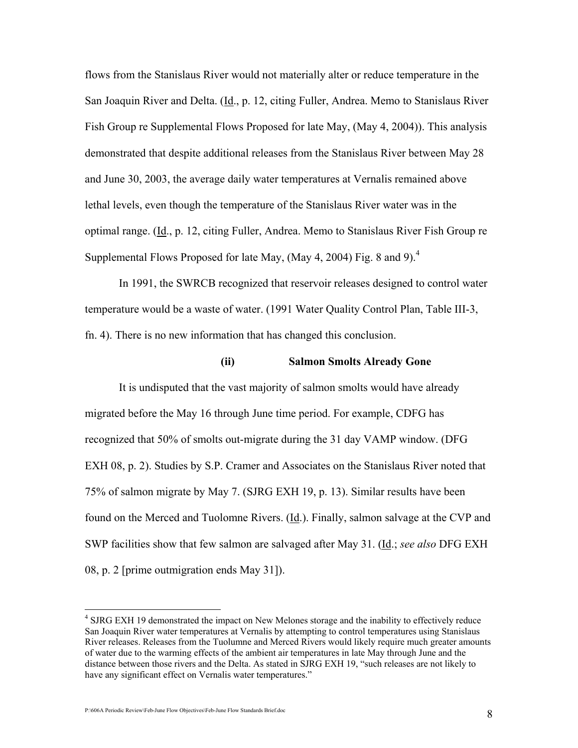flows from the Stanislaus River would not materially alter or reduce temperature in the San Joaquin River and Delta. (Id., p. 12, citing Fuller, Andrea. Memo to Stanislaus River Fish Group re Supplemental Flows Proposed for late May, (May 4, 2004)). This analysis demonstrated that despite additional releases from the Stanislaus River between May 28 and June 30, 2003, the average daily water temperatures at Vernalis remained above lethal levels, even though the temperature of the Stanislaus River water was in the optimal range. (Id., p. 12, citing Fuller, Andrea. Memo to Stanislaus River Fish Group re Supplemental Flows Proposed for late May, (May 4, 2004) Fig. 8 and 9).[4]

In 1991, the SWRCB recognized that reservoir releases designed to control water temperature would be a waste of water. (1991 Water Quality Control Plan, Table III-3, fn. 4). There is no new information that has changed this conclusion.

**(ii) Salmon Smolts Already Gone**

It is undisputed that the vast majority of salmon smolts would have already migrated before the May 16 through June time period. For example, CDFG has recognized that 50% of smolts out-migrate during the 31 day VAMP window. (DFG EXH 08, p. 2). Studies by S.P. Cramer and Associates on the Stanislaus River noted that 75% of salmon migrate by May 7. (SJRG EXH 19, p. 13). Similar results have been found on the Merced and Tuolomne Rivers. (Id.). Finally, salmon salvage at the CVP and SWP facilities show that few salmon are salvaged after May 31. (Id.; *see also* DFG EXH 08, p. 2 [prime outmigration ends May 31]).

---

[4] SJRG EXH 19 demonstrated the impact on New Melones storage and the inability to effectively reduce San Joaquin River water temperatures at Vernalis by attempting to control temperatures using Stanislaus River releases. Releases from the Tuolumne and Merced Rivers would likely require much greater amounts of water due to the warming effects of the ambient air temperatures in late May through June and the distance between those rivers and the Delta. As stated in SJRG EXH 19, "such releases are not likely to have any significant effect on Vernalis water temperatures."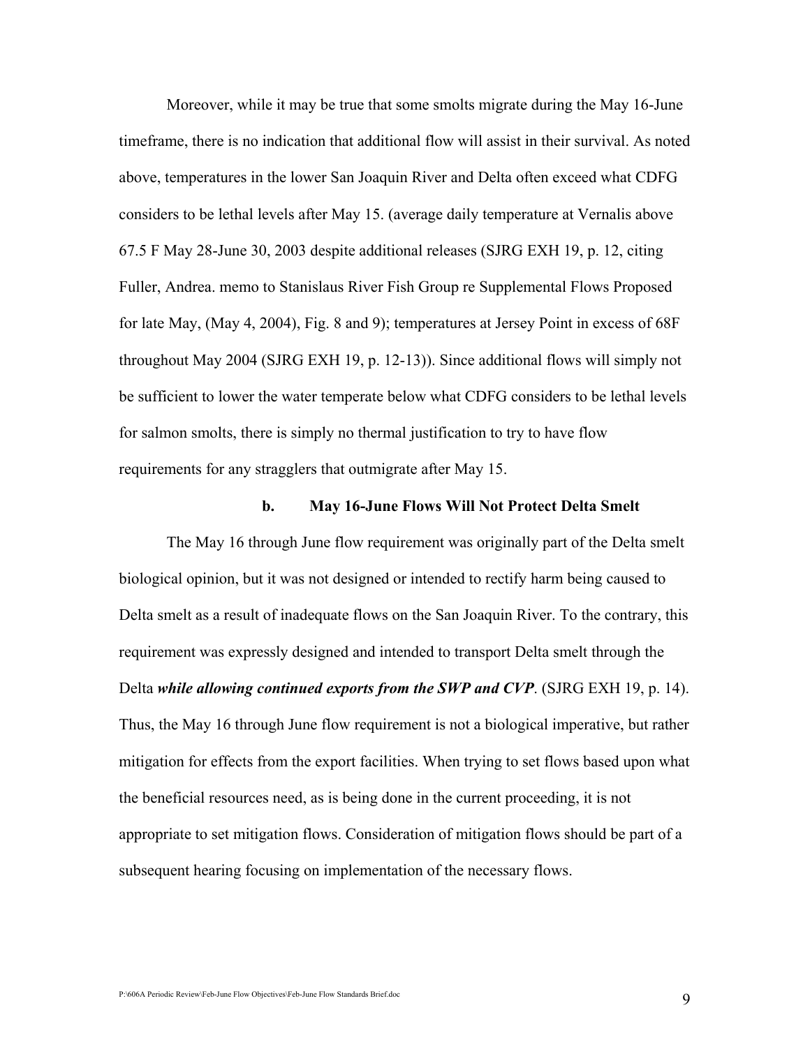Moreover, while it may be true that some smolts migrate during the May 16-June timeframe, there is no indication that additional flow will assist in their survival. As noted above, temperatures in the lower San Joaquin River and Delta often exceed what CDFG considers to be lethal levels after May 15. (average daily temperature at Vernalis above 67.5 F May 28-June 30, 2003 despite additional releases (SJRG EXH 19, p. 12, citing Fuller, Andrea. memo to Stanislaus River Fish Group re Supplemental Flows Proposed for late May, (May 4, 2004), Fig. 8 and 9); temperatures at Jersey Point in excess of 68F throughout May 2004 (SJRG EXH 19, p. 12-13)). Since additional flows will simply not be sufficient to lower the water temperate below what CDFG considers to be lethal levels for salmon smolts, there is simply no thermal justification to try to have flow requirements for any stragglers that outmigrate after May 15.

### b. May 16-June Flows Will Not Protect Delta Smelt

The May 16 through June flow requirement was originally part of the Delta smelt biological opinion, but it was not designed or intended to rectify harm being caused to Delta smelt as a result of inadequate flows on the San Joaquin River. To the contrary, this requirement was expressly designed and intended to transport Delta smelt through the Delta ***while allowing continued exports from the SWP and CVP***. (SJRG EXH 19, p. 14). Thus, the May 16 through June flow requirement is not a biological imperative, but rather mitigation for effects from the export facilities. When trying to set flows based upon what the beneficial resources need, as is being done in the current proceeding, it is not appropriate to set mitigation flows. Consideration of mitigation flows should be part of a subsequent hearing focusing on implementation of the necessary flows.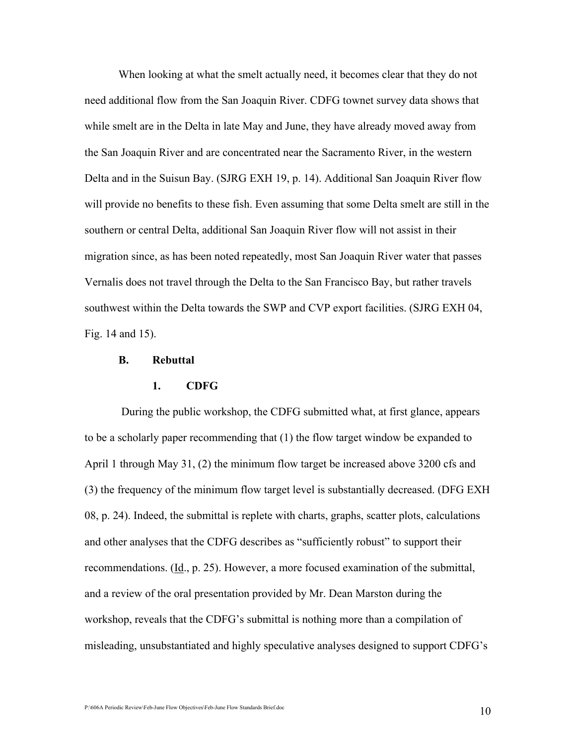When looking at what the smelt actually need, it becomes clear that they do not need additional flow from the San Joaquin River. CDFG townet survey data shows that while smelt are in the Delta in late May and June, they have already moved away from the San Joaquin River and are concentrated near the Sacramento River, in the western Delta and in the Suisun Bay. (SJRG EXH 19, p. 14). Additional San Joaquin River flow will provide no benefits to these fish. Even assuming that some Delta smelt are still in the southern or central Delta, additional San Joaquin River flow will not assist in their migration since, as has been noted repeatedly, most San Joaquin River water that passes Vernalis does not travel through the Delta to the San Francisco Bay, but rather travels southwest within the Delta towards the SWP and CVP export facilities. (SJRG EXH 04, Fig. 14 and 15).

### B. Rebuttal

#### 1. CDFG

During the public workshop, the CDFG submitted what, at first glance, appears to be a scholarly paper recommending that (1) the flow target window be expanded to April 1 through May 31, (2) the minimum flow target be increased above 3200 cfs and (3) the frequency of the minimum flow target level is substantially decreased. (DFG EXH 08, p. 24). Indeed, the submittal is replete with charts, graphs, scatter plots, calculations and other analyses that the CDFG describes as "sufficiently robust" to support their recommendations. (Id., p. 25). However, a more focused examination of the submittal, and a review of the oral presentation provided by Mr. Dean Marston during the workshop, reveals that the CDFG's submittal is nothing more than a compilation of misleading, unsubstantiated and highly speculative analyses designed to support CDFG's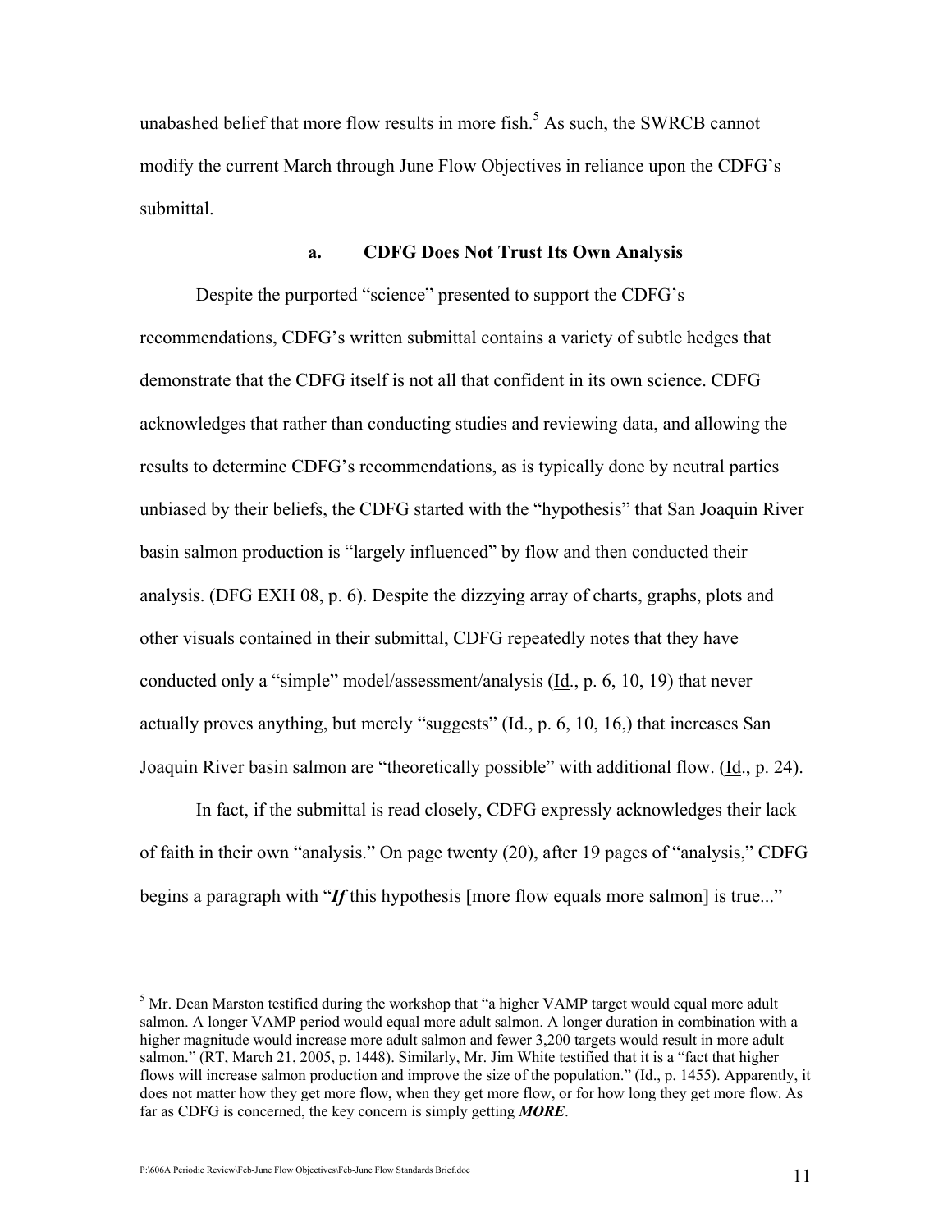unabashed belief that more flow results in more fish.[5] As such, the SWRCB cannot modify the current March through June Flow Objectives in reliance upon the CDFG's submittal.

### a. CDFG Does Not Trust Its Own Analysis

Despite the purported "science" presented to support the CDFG's recommendations, CDFG's written submittal contains a variety of subtle hedges that demonstrate that the CDFG itself is not all that confident in its own science. CDFG acknowledges that rather than conducting studies and reviewing data, and allowing the results to determine CDFG's recommendations, as is typically done by neutral parties unbiased by their beliefs, the CDFG started with the "hypothesis" that San Joaquin River basin salmon production is "largely influenced" by flow and then conducted their analysis. (DFG EXH 08, p. 6). Despite the dizzying array of charts, graphs, plots and other visuals contained in their submittal, CDFG repeatedly notes that they have conducted only a "simple" model/assessment/analysis (Id., p. 6, 10, 19) that never actually proves anything, but merely "suggests" (Id., p. 6, 10, 16,) that increases San Joaquin River basin salmon are "theoretically possible" with additional flow. (Id., p. 24).

In fact, if the submittal is read closely, CDFG expressly acknowledges their lack of faith in their own "analysis." On page twenty (20), after 19 pages of "analysis," CDFG begins a paragraph with "***If*** this hypothesis [more flow equals more salmon] is true..."

---

[5] Mr. Dean Marston testified during the workshop that "a higher VAMP target would equal more adult salmon. A longer VAMP period would equal more adult salmon. A longer duration in combination with a higher magnitude would increase more adult salmon and fewer 3,200 targets would result in more adult salmon." (RT, March 21, 2005, p. 1448). Similarly, Mr. Jim White testified that it is a "fact that higher flows will increase salmon production and improve the size of the population." (Id., p. 1455). Apparently, it does not matter how they get more flow, when they get more flow, or for how long they get more flow. As far as CDFG is concerned, the key concern is simply getting ***MORE***.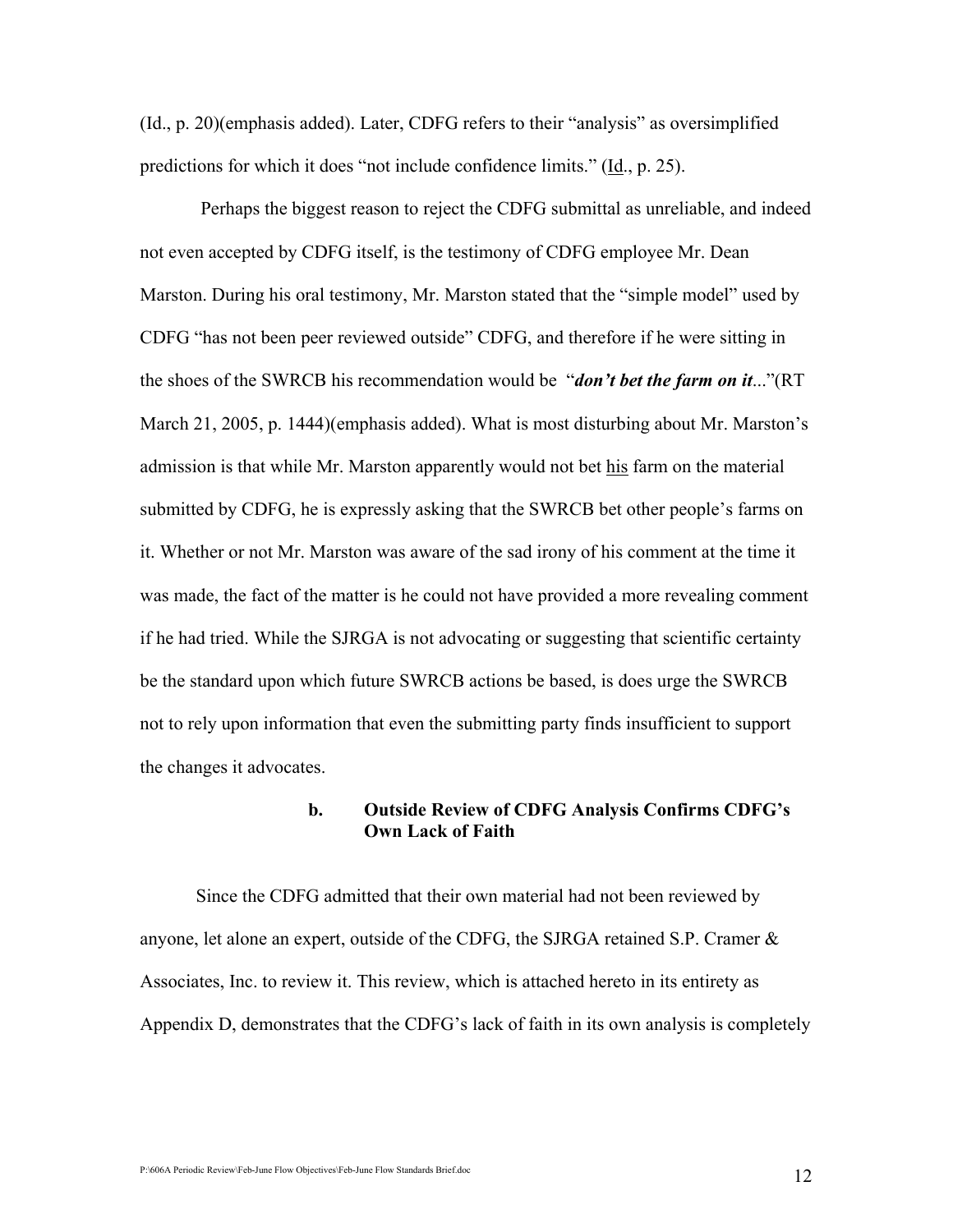(Id., p. 20)(emphasis added). Later, CDFG refers to their "analysis" as oversimplified predictions for which it does "not include confidence limits." (Id., p. 25).

Perhaps the biggest reason to reject the CDFG submittal as unreliable, and indeed not even accepted by CDFG itself, is the testimony of CDFG employee Mr. Dean Marston. During his oral testimony, Mr. Marston stated that the "simple model" used by CDFG "has not been peer reviewed outside" CDFG, and therefore if he were sitting in the shoes of the SWRCB his recommendation would be "***don't bet the farm on it***..."(RT March 21, 2005, p. 1444)(emphasis added). What is most disturbing about Mr. Marston's admission is that while Mr. Marston apparently would not bet his farm on the material submitted by CDFG, he is expressly asking that the SWRCB bet other people's farms on it. Whether or not Mr. Marston was aware of the sad irony of his comment at the time it was made, the fact of the matter is he could not have provided a more revealing comment if he had tried. While the SJRGA is not advocating or suggesting that scientific certainty be the standard upon which future SWRCB actions be based, is does urge the SWRCB not to rely upon information that even the submitting party finds insufficient to support the changes it advocates.

### b. Outside Review of CDFG Analysis Confirms CDFG's Own Lack of Faith

Since the CDFG admitted that their own material had not been reviewed by anyone, let alone an expert, outside of the CDFG, the SJRGA retained S.P. Cramer & Associates, Inc. to review it. This review, which is attached hereto in its entirety as Appendix D, demonstrates that the CDFG's lack of faith in its own analysis is completely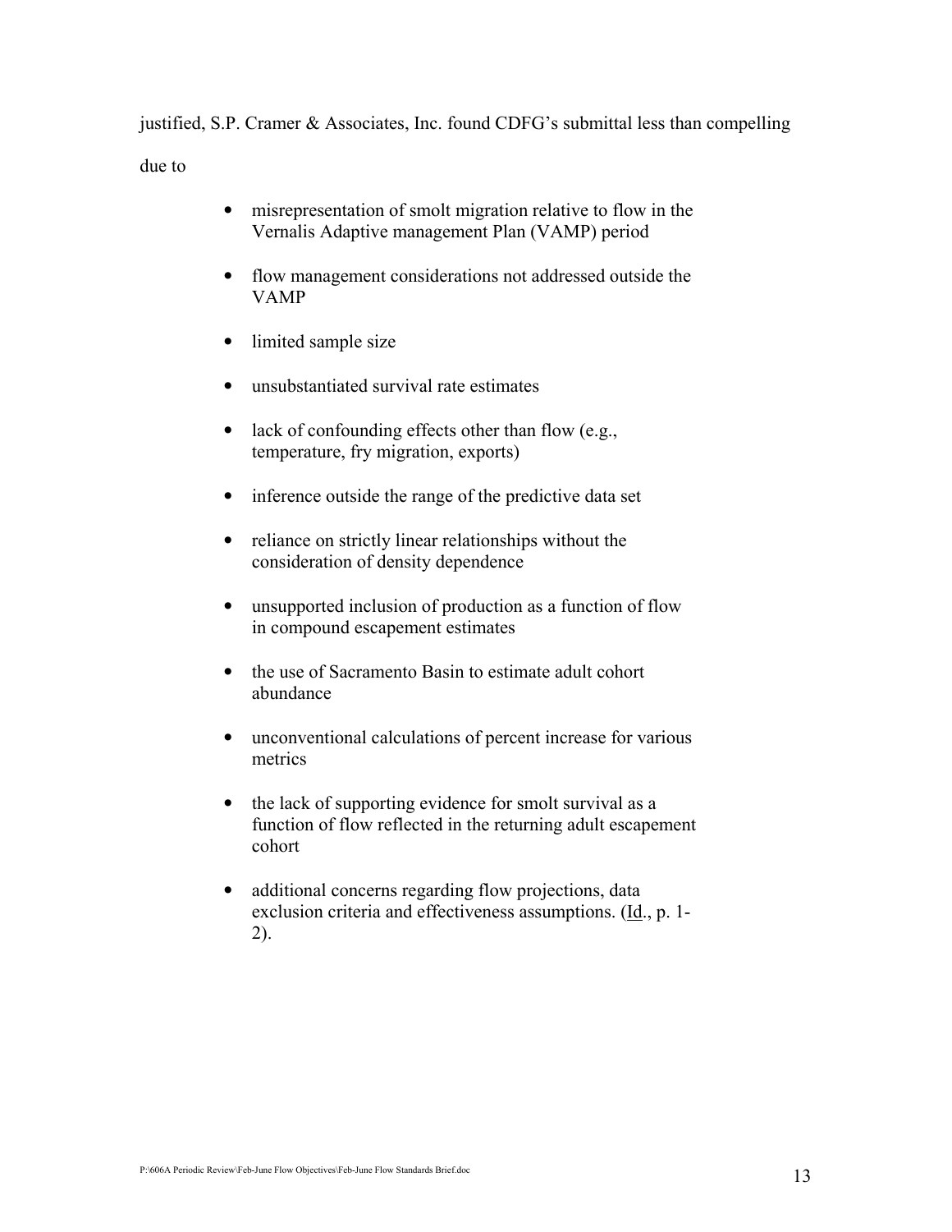justified, S.P. Cramer & Associates, Inc. found CDFG's submittal less than compelling due to

- misrepresentation of smolt migration relative to flow in the Vernalis Adaptive management Plan (VAMP) period
- flow management considerations not addressed outside the VAMP
- limited sample size
- unsubstantiated survival rate estimates
- lack of confounding effects other than flow (e.g., temperature, fry migration, exports)
- inference outside the range of the predictive data set
- reliance on strictly linear relationships without the consideration of density dependence
- unsupported inclusion of production as a function of flow in compound escapement estimates
- the use of Sacramento Basin to estimate adult cohort abundance
- unconventional calculations of percent increase for various metrics
- the lack of supporting evidence for smolt survival as a function of flow reflected in the returning adult escapement cohort
- additional concerns regarding flow projections, data exclusion criteria and effectiveness assumptions. (Id., p. 1-2).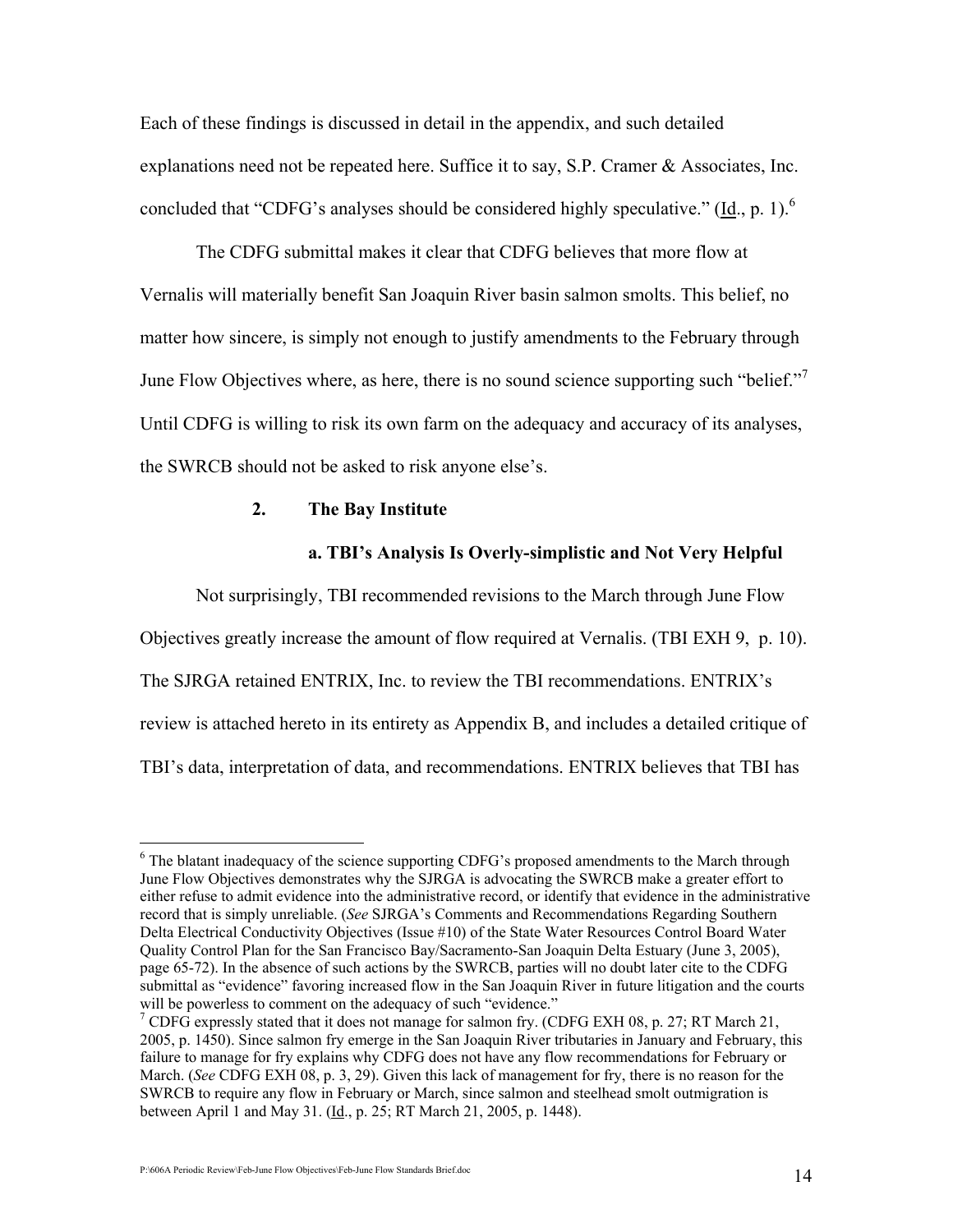Each of these findings is discussed in detail in the appendix, and such detailed explanations need not be repeated here. Suffice it to say, S.P. Cramer & Associates, Inc. concluded that "CDFG's analyses should be considered highly speculative." (Id., p. 1).[6]

The CDFG submittal makes it clear that CDFG believes that more flow at Vernalis will materially benefit San Joaquin River basin salmon smolts. This belief, no matter how sincere, is simply not enough to justify amendments to the February through June Flow Objectives where, as here, there is no sound science supporting such "belief."[7] Until CDFG is willing to risk its own farm on the adequacy and accuracy of its analyses, the SWRCB should not be asked to risk anyone else's.

### 2. The Bay Institute

#### a. TBI's Analysis Is Overly-simplistic and Not Very Helpful

Not surprisingly, TBI recommended revisions to the March through June Flow Objectives greatly increase the amount of flow required at Vernalis. (TBI EXH 9, p. 10). The SJRGA retained ENTRIX, Inc. to review the TBI recommendations. ENTRIX's review is attached hereto in its entirety as Appendix B, and includes a detailed critique of TBI's data, interpretation of data, and recommendations. ENTRIX believes that TBI has

---

[6] The blatant inadequacy of the science supporting CDFG's proposed amendments to the March through June Flow Objectives demonstrates why the SJRGA is advocating the SWRCB make a greater effort to either refuse to admit evidence into the administrative record, or identify that evidence in the administrative record that is simply unreliable. (*See* SJRGA's Comments and Recommendations Regarding Southern Delta Electrical Conductivity Objectives (Issue #10) of the State Water Resources Control Board Water Quality Control Plan for the San Francisco Bay/Sacramento-San Joaquin Delta Estuary (June 3, 2005), page 65-72). In the absence of such actions by the SWRCB, parties will no doubt later cite to the CDFG submittal as "evidence" favoring increased flow in the San Joaquin River in future litigation and the courts will be powerless to comment on the adequacy of such "evidence."

[7] CDFG expressly stated that it does not manage for salmon fry. (CDFG EXH 08, p. 27; RT March 21, 2005, p. 1450). Since salmon fry emerge in the San Joaquin River tributaries in January and February, this failure to manage for fry explains why CDFG does not have any flow recommendations for February or March. (*See* CDFG EXH 08, p. 3, 29). Given this lack of management for fry, there is no reason for the SWRCB to require any flow in February or March, since salmon and steelhead smolt outmigration is between April 1 and May 31. (Id., p. 25; RT March 21, 2005, p. 1448).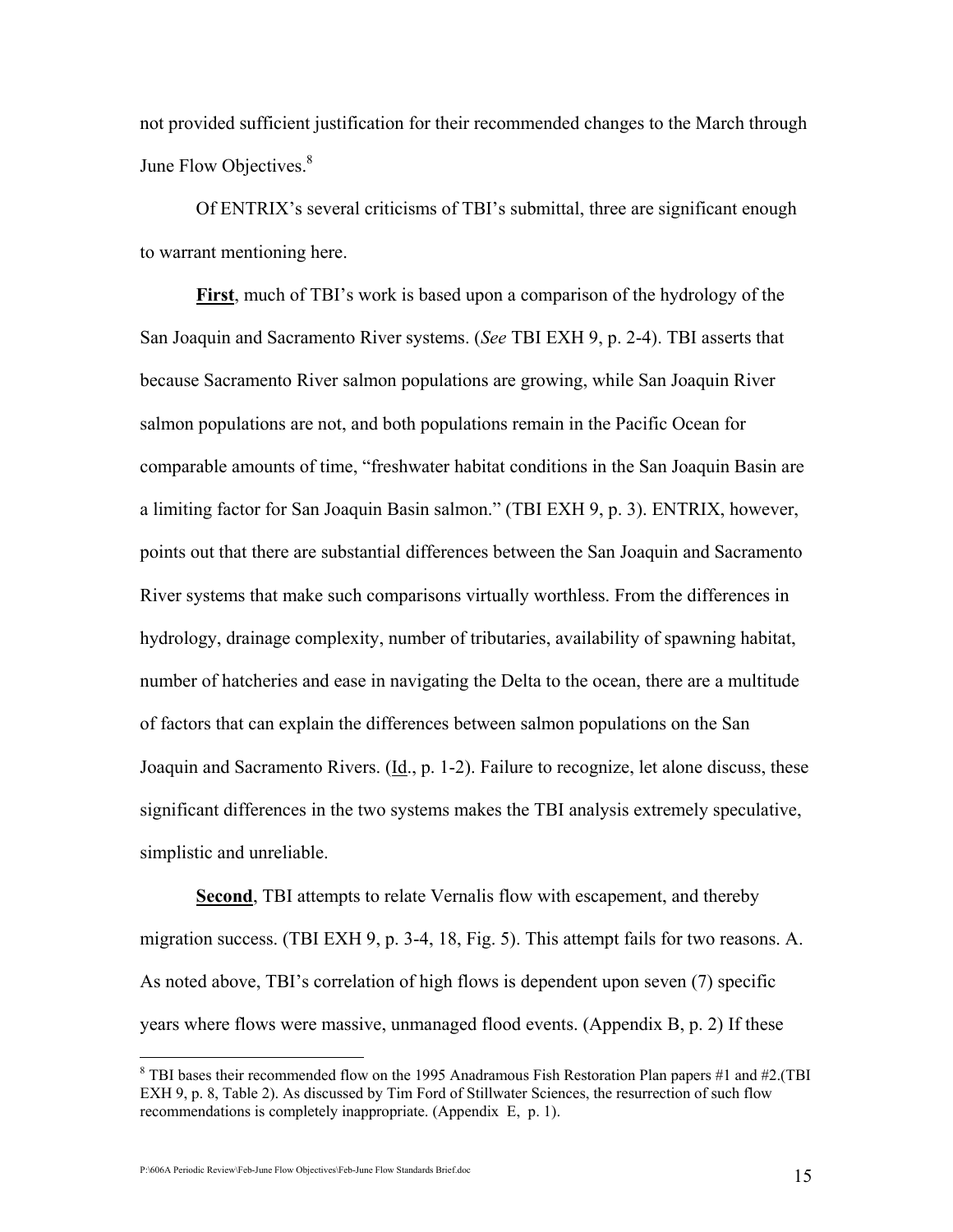not provided sufficient justification for their recommended changes to the March through June Flow Objectives.[8]

Of ENTRIX's several criticisms of TBI's submittal, three are significant enough to warrant mentioning here.

**First**, much of TBI's work is based upon a comparison of the hydrology of the San Joaquin and Sacramento River systems. (*See* TBI EXH 9, p. 2-4). TBI asserts that because Sacramento River salmon populations are growing, while San Joaquin River salmon populations are not, and both populations remain in the Pacific Ocean for comparable amounts of time, "freshwater habitat conditions in the San Joaquin Basin are a limiting factor for San Joaquin Basin salmon." (TBI EXH 9, p. 3). ENTRIX, however, points out that there are substantial differences between the San Joaquin and Sacramento River systems that make such comparisons virtually worthless. From the differences in hydrology, drainage complexity, number of tributaries, availability of spawning habitat, number of hatcheries and ease in navigating the Delta to the ocean, there are a multitude of factors that can explain the differences between salmon populations on the San Joaquin and Sacramento Rivers. (Id., p. 1-2). Failure to recognize, let alone discuss, these significant differences in the two systems makes the TBI analysis extremely speculative, simplistic and unreliable.

**Second**, TBI attempts to relate Vernalis flow with escapement, and thereby migration success. (TBI EXH 9, p. 3-4, 18, Fig. 5). This attempt fails for two reasons. A. As noted above, TBI's correlation of high flows is dependent upon seven (7) specific years where flows were massive, unmanaged flood events. (Appendix B, p. 2) If these

[8] TBI bases their recommended flow on the 1995 Anadramous Fish Restoration Plan papers #1 and #2.(TBI EXH 9, p. 8, Table 2). As discussed by Tim Ford of Stillwater Sciences, the resurrection of such flow recommendations is completely inappropriate. (Appendix E, p. 1).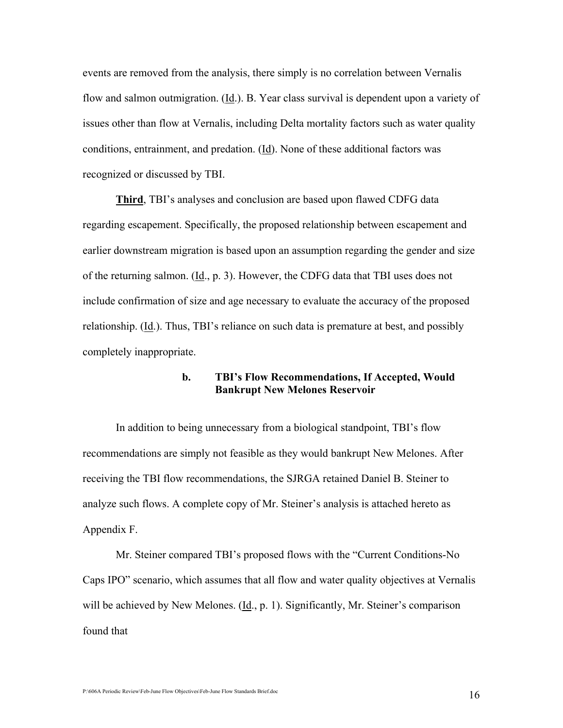events are removed from the analysis, there simply is no correlation between Vernalis flow and salmon outmigration. (Id.). B. Year class survival is dependent upon a variety of issues other than flow at Vernalis, including Delta mortality factors such as water quality conditions, entrainment, and predation. (Id). None of these additional factors was recognized or discussed by TBI.

**Third**, TBI's analyses and conclusion are based upon flawed CDFG data regarding escapement. Specifically, the proposed relationship between escapement and earlier downstream migration is based upon an assumption regarding the gender and size of the returning salmon. (Id., p. 3). However, the CDFG data that TBI uses does not include confirmation of size and age necessary to evaluate the accuracy of the proposed relationship. (Id.). Thus, TBI's reliance on such data is premature at best, and possibly completely inappropriate.

**b. TBI's Flow Recommendations, If Accepted, Would Bankrupt New Melones Reservoir**

In addition to being unnecessary from a biological standpoint, TBI's flow recommendations are simply not feasible as they would bankrupt New Melones. After receiving the TBI flow recommendations, the SJRGA retained Daniel B. Steiner to analyze such flows. A complete copy of Mr. Steiner's analysis is attached hereto as Appendix F.

Mr. Steiner compared TBI's proposed flows with the "Current Conditions-No Caps IPO" scenario, which assumes that all flow and water quality objectives at Vernalis will be achieved by New Melones. (Id., p. 1). Significantly, Mr. Steiner's comparison found that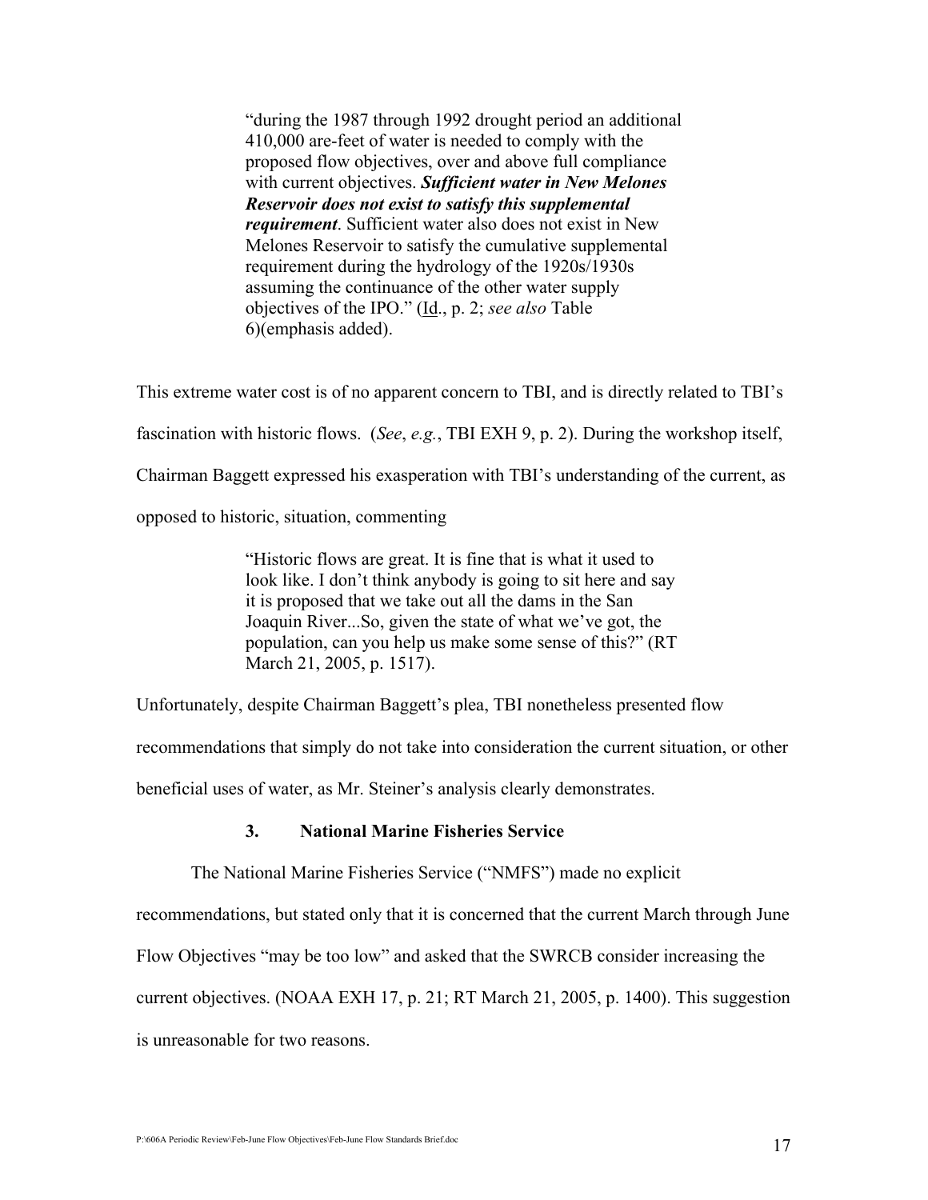> "during the 1987 through 1992 drought period an additional 410,000 are-feet of water is needed to comply with the proposed flow objectives, over and above full compliance with current objectives. ***Sufficient water in New Melones Reservoir does not exist to satisfy this supplemental requirement***. Sufficient water also does not exist in New Melones Reservoir to satisfy the cumulative supplemental requirement during the hydrology of the 1920s/1930s assuming the continuance of the other water supply objectives of the IPO." (Id., p. 2; *see also* Table 6)(emphasis added).

This extreme water cost is of no apparent concern to TBI, and is directly related to TBI's fascination with historic flows. (*See*, *e.g.*, TBI EXH 9, p. 2). During the workshop itself, Chairman Baggett expressed his exasperation with TBI's understanding of the current, as opposed to historic, situation, commenting

> "Historic flows are great. It is fine that is what it used to look like. I don't think anybody is going to sit here and say it is proposed that we take out all the dams in the San Joaquin River...So, given the state of what we've got, the population, can you help us make some sense of this?" (RT March 21, 2005, p. 1517).

Unfortunately, despite Chairman Baggett's plea, TBI nonetheless presented flow recommendations that simply do not take into consideration the current situation, or other beneficial uses of water, as Mr. Steiner's analysis clearly demonstrates.

### 3. National Marine Fisheries Service

The National Marine Fisheries Service ("NMFS") made no explicit recommendations, but stated only that it is concerned that the current March through June Flow Objectives "may be too low" and asked that the SWRCB consider increasing the current objectives. (NOAA EXH 17, p. 21; RT March 21, 2005, p. 1400). This suggestion is unreasonable for two reasons.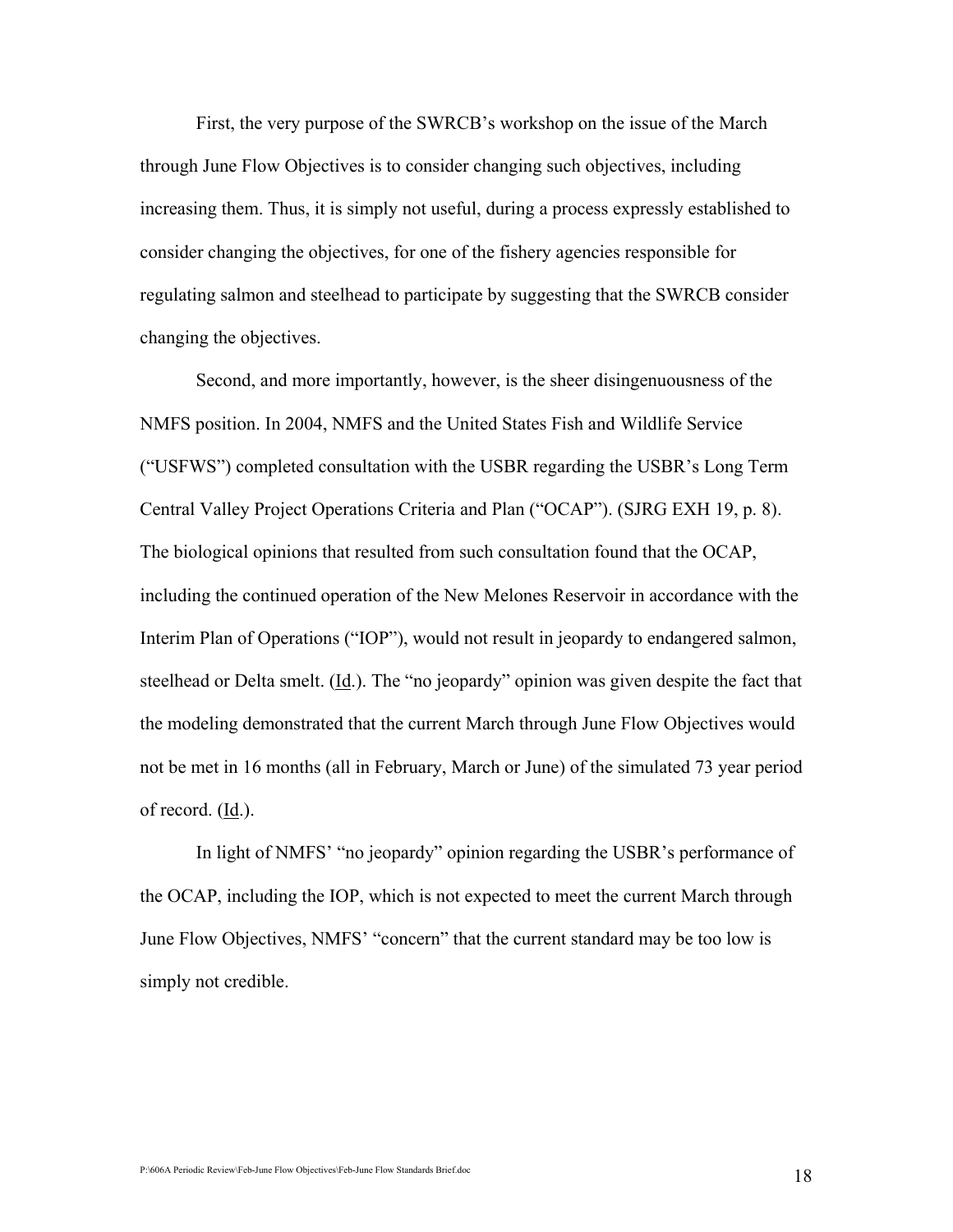First, the very purpose of the SWRCB's workshop on the issue of the March through June Flow Objectives is to consider changing such objectives, including increasing them. Thus, it is simply not useful, during a process expressly established to consider changing the objectives, for one of the fishery agencies responsible for regulating salmon and steelhead to participate by suggesting that the SWRCB consider changing the objectives.

Second, and more importantly, however, is the sheer disingenuousness of the NMFS position. In 2004, NMFS and the United States Fish and Wildlife Service ("USFWS") completed consultation with the USBR regarding the USBR's Long Term Central Valley Project Operations Criteria and Plan ("OCAP"). (SJRG EXH 19, p. 8). The biological opinions that resulted from such consultation found that the OCAP, including the continued operation of the New Melones Reservoir in accordance with the Interim Plan of Operations ("IOP"), would not result in jeopardy to endangered salmon, steelhead or Delta smelt. (Id.). The "no jeopardy" opinion was given despite the fact that the modeling demonstrated that the current March through June Flow Objectives would not be met in 16 months (all in February, March or June) of the simulated 73 year period of record. (Id.).

In light of NMFS' "no jeopardy" opinion regarding the USBR's performance of the OCAP, including the IOP, which is not expected to meet the current March through June Flow Objectives, NMFS' "concern" that the current standard may be too low is simply not credible.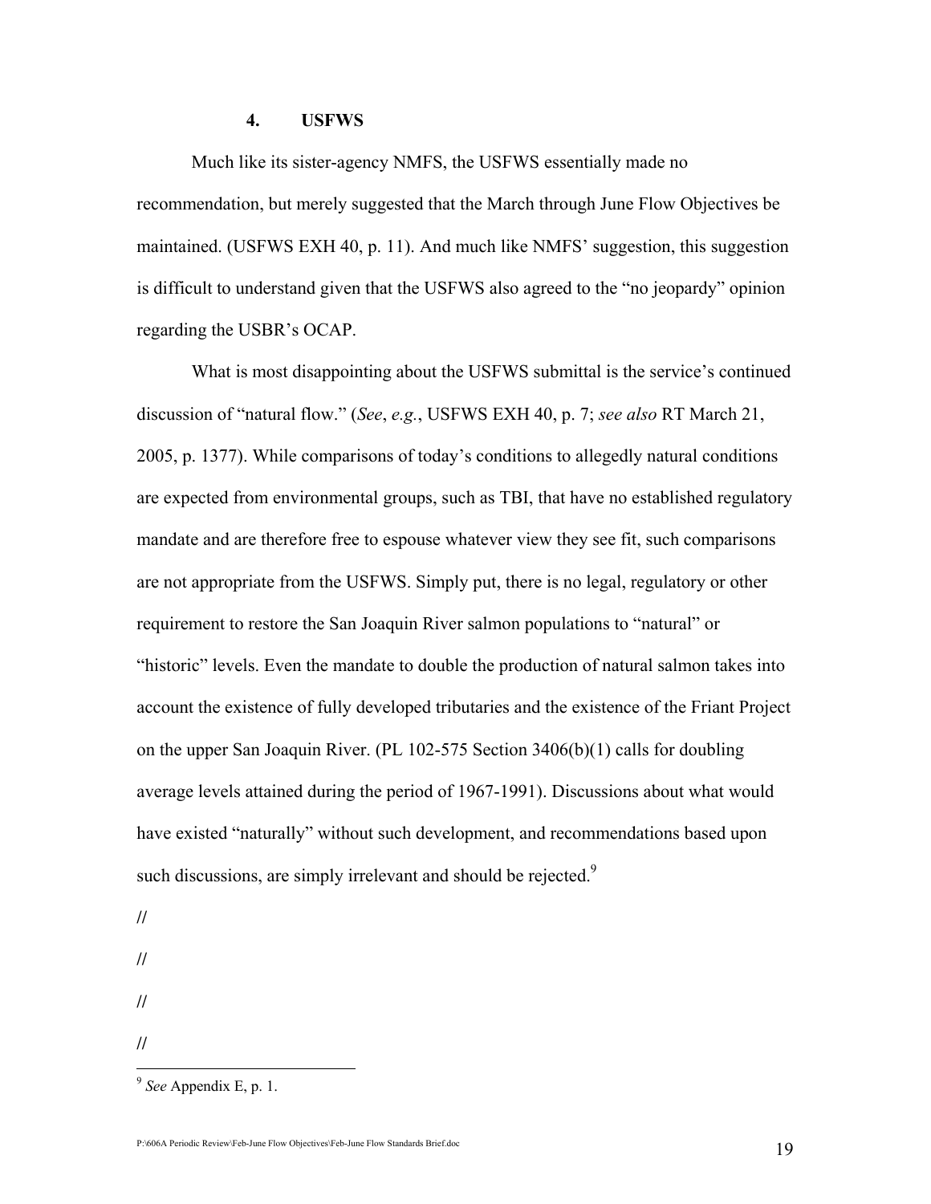#### 4. USFWS

Much like its sister-agency NMFS, the USFWS essentially made no recommendation, but merely suggested that the March through June Flow Objectives be maintained. (USFWS EXH 40, p. 11). And much like NMFS' suggestion, this suggestion is difficult to understand given that the USFWS also agreed to the "no jeopardy" opinion regarding the USBR's OCAP.

What is most disappointing about the USFWS submittal is the service's continued discussion of "natural flow." (*See*, *e.g.*, USFWS EXH 40, p. 7; *see also* RT March 21, 2005, p. 1377). While comparisons of today's conditions to allegedly natural conditions are expected from environmental groups, such as TBI, that have no established regulatory mandate and are therefore free to espouse whatever view they see fit, such comparisons are not appropriate from the USFWS. Simply put, there is no legal, regulatory or other requirement to restore the San Joaquin River salmon populations to "natural" or "historic" levels. Even the mandate to double the production of natural salmon takes into account the existence of fully developed tributaries and the existence of the Friant Project on the upper San Joaquin River. (PL 102-575 Section 3406(b)(1) calls for doubling average levels attained during the period of 1967-1991). Discussions about what would have existed "naturally" without such development, and recommendations based upon such discussions, are simply irrelevant and should be rejected.[9]

//

//

//

//

---

[9] *See* Appendix E, p. 1.

P:\606A Periodic Review\Feb-June Flow Objectives\Feb-June Flow Standards Brief.doc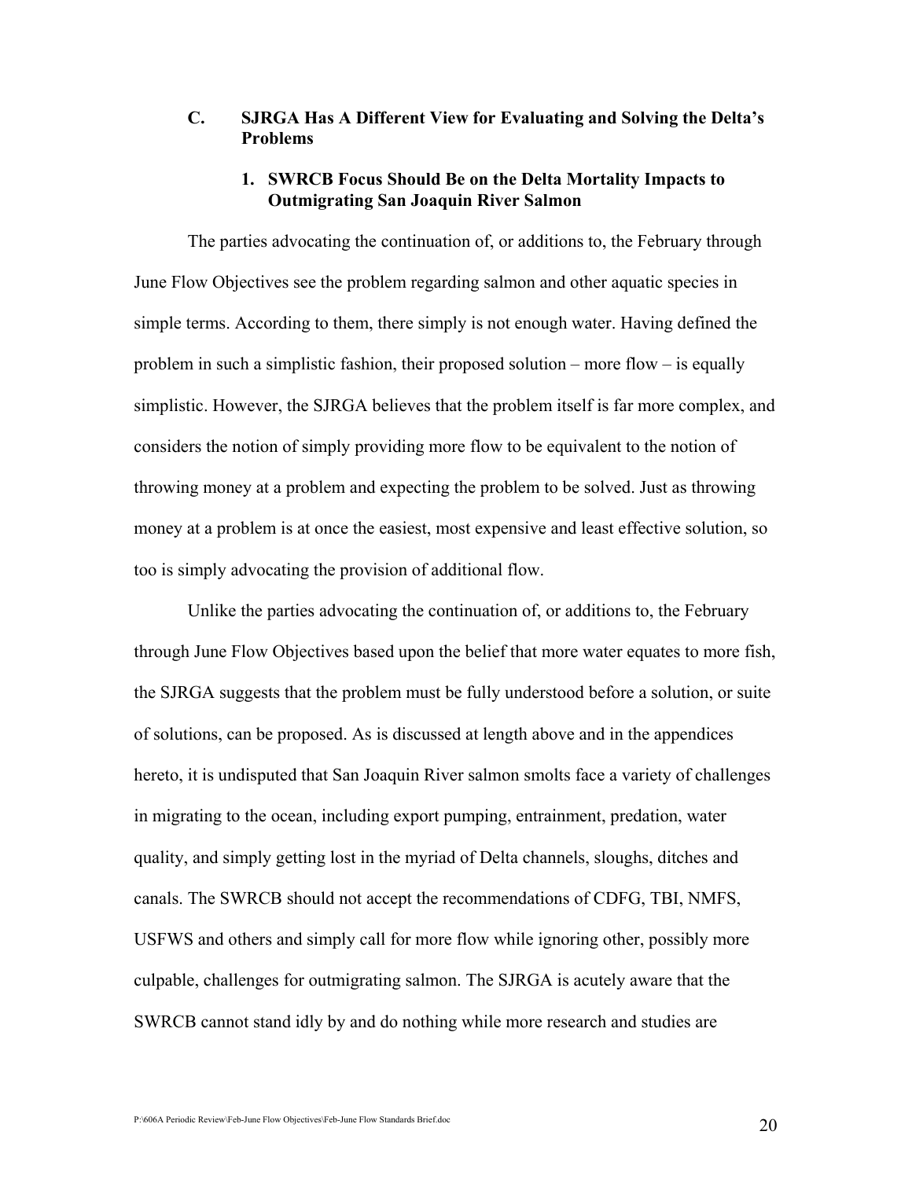### C. SJRGA Has A Different View for Evaluating and Solving the Delta's Problems

#### 1. SWRCB Focus Should Be on the Delta Mortality Impacts to Outmigrating San Joaquin River Salmon

The parties advocating the continuation of, or additions to, the February through June Flow Objectives see the problem regarding salmon and other aquatic species in simple terms. According to them, there simply is not enough water. Having defined the problem in such a simplistic fashion, their proposed solution – more flow – is equally simplistic. However, the SJRGA believes that the problem itself is far more complex, and considers the notion of simply providing more flow to be equivalent to the notion of throwing money at a problem and expecting the problem to be solved. Just as throwing money at a problem is at once the easiest, most expensive and least effective solution, so too is simply advocating the provision of additional flow.

Unlike the parties advocating the continuation of, or additions to, the February through June Flow Objectives based upon the belief that more water equates to more fish, the SJRGA suggests that the problem must be fully understood before a solution, or suite of solutions, can be proposed. As is discussed at length above and in the appendices hereto, it is undisputed that San Joaquin River salmon smolts face a variety of challenges in migrating to the ocean, including export pumping, entrainment, predation, water quality, and simply getting lost in the myriad of Delta channels, sloughs, ditches and canals. The SWRCB should not accept the recommendations of CDFG, TBI, NMFS, USFWS and others and simply call for more flow while ignoring other, possibly more culpable, challenges for outmigrating salmon. The SJRGA is acutely aware that the SWRCB cannot stand idly by and do nothing while more research and studies are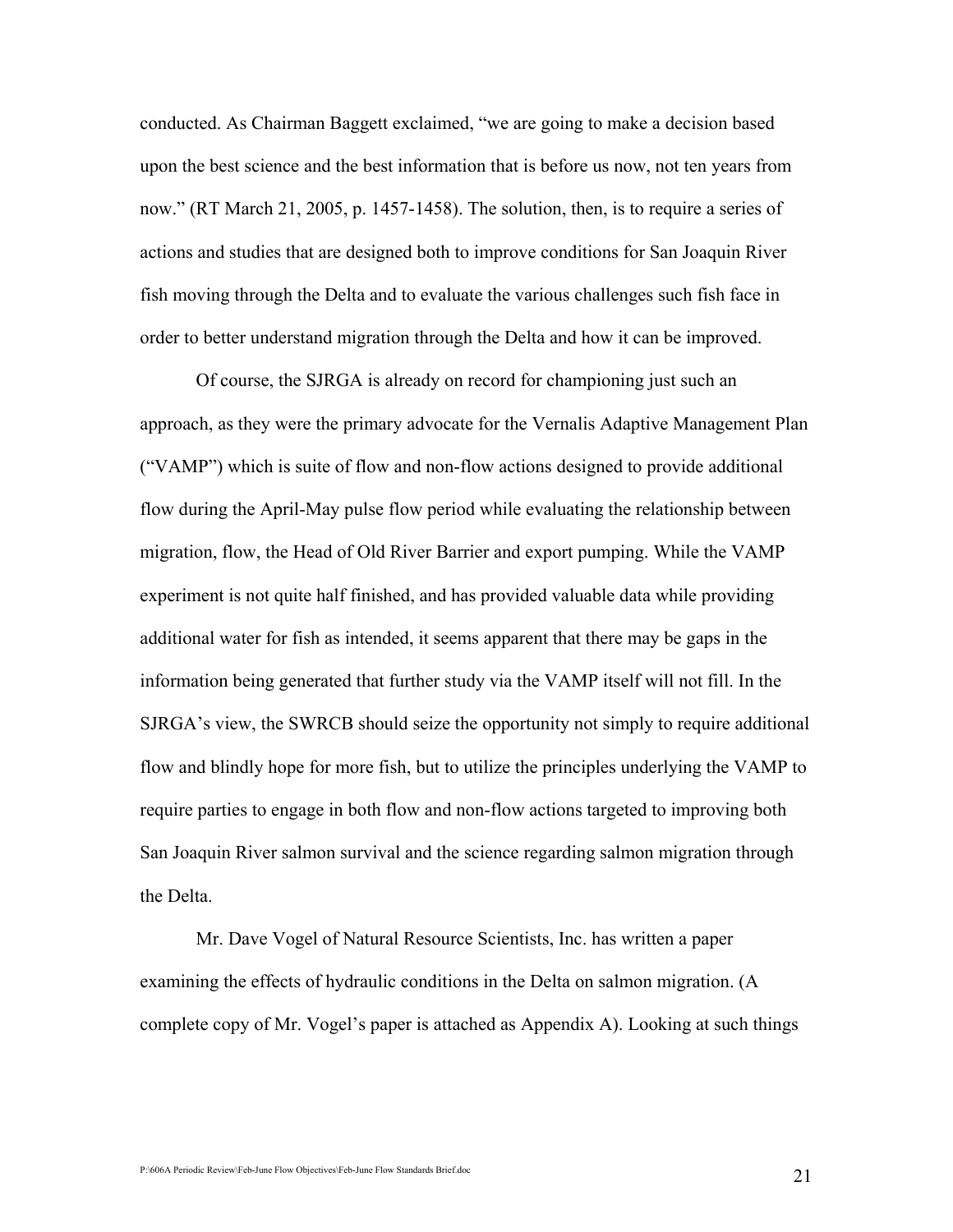conducted. As Chairman Baggett exclaimed, "we are going to make a decision based upon the best science and the best information that is before us now, not ten years from now." (RT March 21, 2005, p. 1457-1458). The solution, then, is to require a series of actions and studies that are designed both to improve conditions for San Joaquin River fish moving through the Delta and to evaluate the various challenges such fish face in order to better understand migration through the Delta and how it can be improved.

Of course, the SJRGA is already on record for championing just such an approach, as they were the primary advocate for the Vernalis Adaptive Management Plan ("VAMP") which is suite of flow and non-flow actions designed to provide additional flow during the April-May pulse flow period while evaluating the relationship between migration, flow, the Head of Old River Barrier and export pumping. While the VAMP experiment is not quite half finished, and has provided valuable data while providing additional water for fish as intended, it seems apparent that there may be gaps in the information being generated that further study via the VAMP itself will not fill. In the SJRGA's view, the SWRCB should seize the opportunity not simply to require additional flow and blindly hope for more fish, but to utilize the principles underlying the VAMP to require parties to engage in both flow and non-flow actions targeted to improving both San Joaquin River salmon survival and the science regarding salmon migration through the Delta.

Mr. Dave Vogel of Natural Resource Scientists, Inc. has written a paper examining the effects of hydraulic conditions in the Delta on salmon migration. (A complete copy of Mr. Vogel's paper is attached as Appendix A). Looking at such things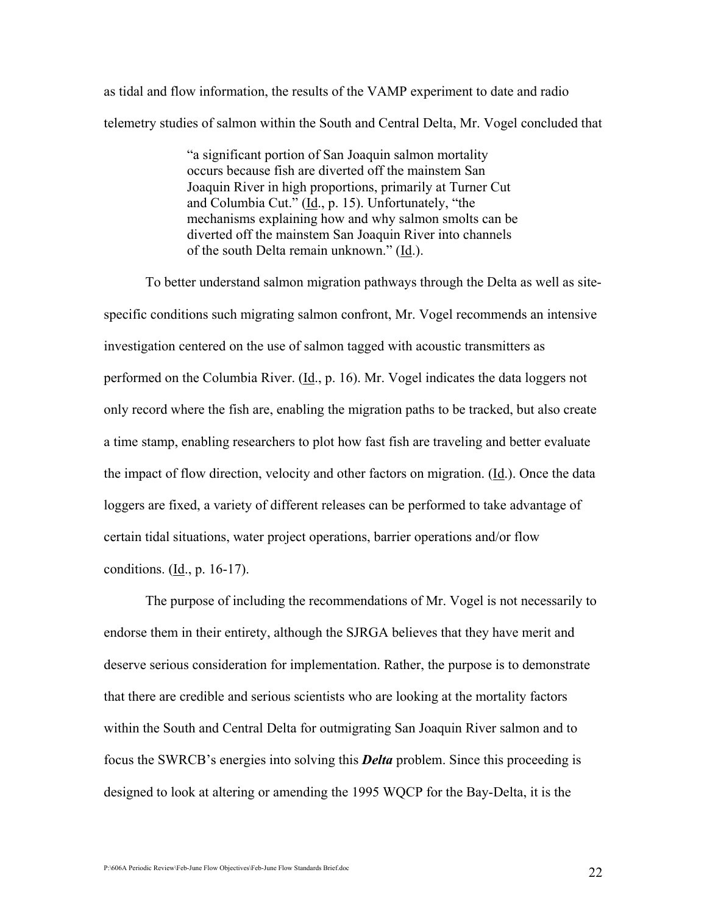as tidal and flow information, the results of the VAMP experiment to date and radio telemetry studies of salmon within the South and Central Delta, Mr. Vogel concluded that

> "a significant portion of San Joaquin salmon mortality occurs because fish are diverted off the mainstem San Joaquin River in high proportions, primarily at Turner Cut and Columbia Cut." (Id., p. 15). Unfortunately, "the mechanisms explaining how and why salmon smolts can be diverted off the mainstem San Joaquin River into channels of the south Delta remain unknown." (Id.).

To better understand salmon migration pathways through the Delta as well as site-specific conditions such migrating salmon confront, Mr. Vogel recommends an intensive investigation centered on the use of salmon tagged with acoustic transmitters as performed on the Columbia River. (Id., p. 16). Mr. Vogel indicates the data loggers not only record where the fish are, enabling the migration paths to be tracked, but also create a time stamp, enabling researchers to plot how fast fish are traveling and better evaluate the impact of flow direction, velocity and other factors on migration. (Id.). Once the data loggers are fixed, a variety of different releases can be performed to take advantage of certain tidal situations, water project operations, barrier operations and/or flow conditions. (Id., p. 16-17).

The purpose of including the recommendations of Mr. Vogel is not necessarily to endorse them in their entirety, although the SJRGA believes that they have merit and deserve serious consideration for implementation. Rather, the purpose is to demonstrate that there are credible and serious scientists who are looking at the mortality factors within the South and Central Delta for outmigrating San Joaquin River salmon and to focus the SWRCB's energies into solving this ***Delta*** problem. Since this proceeding is designed to look at altering or amending the 1995 WQCP for the Bay-Delta, it is the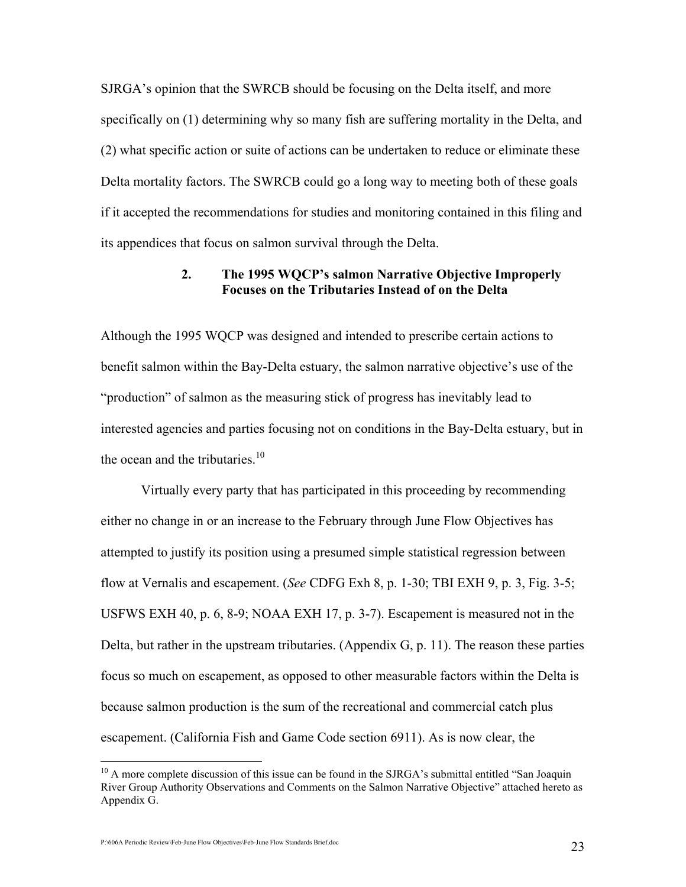SJRGA's opinion that the SWRCB should be focusing on the Delta itself, and more specifically on (1) determining why so many fish are suffering mortality in the Delta, and (2) what specific action or suite of actions can be undertaken to reduce or eliminate these Delta mortality factors. The SWRCB could go a long way to meeting both of these goals if it accepted the recommendations for studies and monitoring contained in this filing and its appendices that focus on salmon survival through the Delta.

### 2. The 1995 WQCP's salmon Narrative Objective Improperly Focuses on the Tributaries Instead of on the Delta

Although the 1995 WQCP was designed and intended to prescribe certain actions to benefit salmon within the Bay-Delta estuary, the salmon narrative objective's use of the "production" of salmon as the measuring stick of progress has inevitably lead to interested agencies and parties focusing not on conditions in the Bay-Delta estuary, but in the ocean and the tributaries.[10]

Virtually every party that has participated in this proceeding by recommending either no change in or an increase to the February through June Flow Objectives has attempted to justify its position using a presumed simple statistical regression between flow at Vernalis and escapement. (*See* CDFG Exh 8, p. 1-30; TBI EXH 9, p. 3, Fig. 3-5; USFWS EXH 40, p. 6, 8-9; NOAA EXH 17, p. 3-7). Escapement is measured not in the Delta, but rather in the upstream tributaries. (Appendix G, p. 11). The reason these parties focus so much on escapement, as opposed to other measurable factors within the Delta is because salmon production is the sum of the recreational and commercial catch plus escapement. (California Fish and Game Code section 6911). As is now clear, the

[10] A more complete discussion of this issue can be found in the SJRGA's submittal entitled "San Joaquin River Group Authority Observations and Comments on the Salmon Narrative Objective" attached hereto as Appendix G.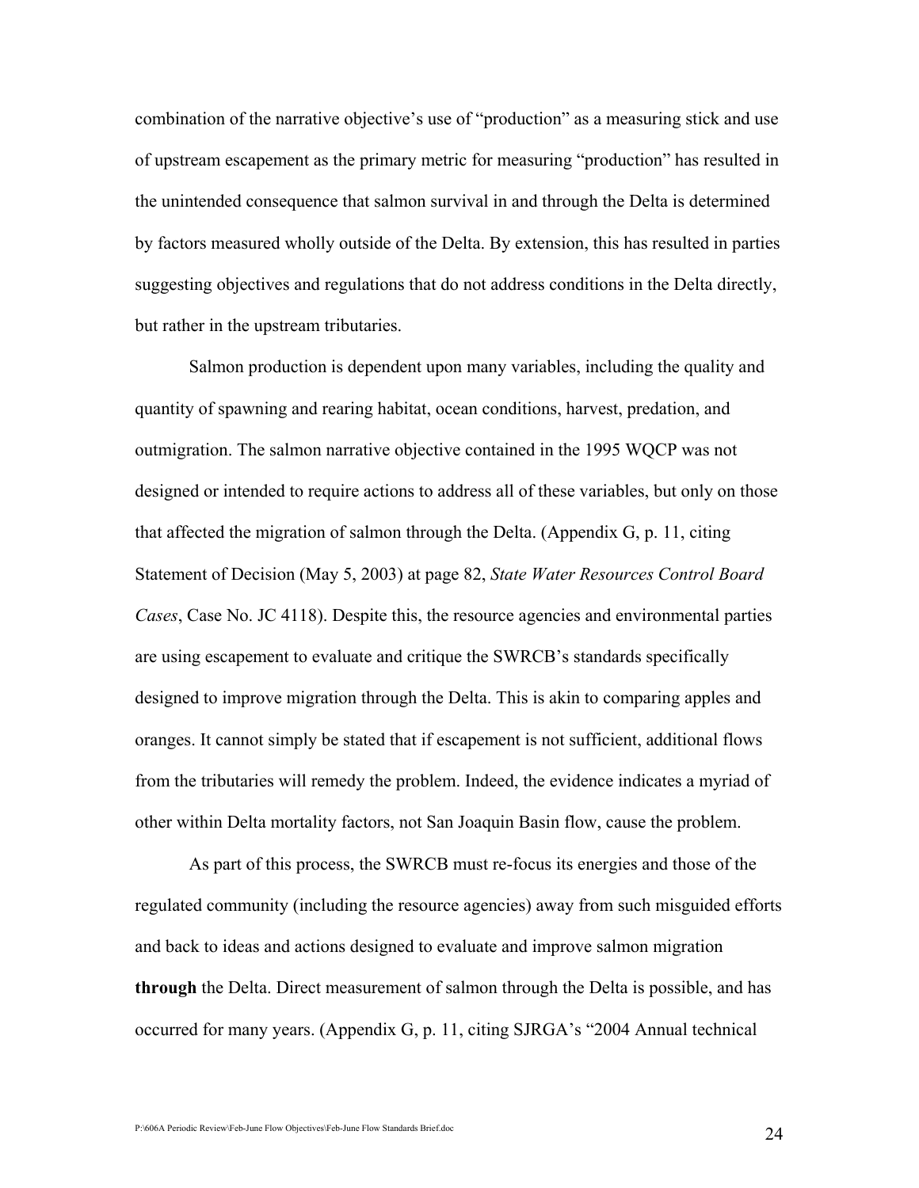combination of the narrative objective's use of "production" as a measuring stick and use of upstream escapement as the primary metric for measuring "production" has resulted in the unintended consequence that salmon survival in and through the Delta is determined by factors measured wholly outside of the Delta. By extension, this has resulted in parties suggesting objectives and regulations that do not address conditions in the Delta directly, but rather in the upstream tributaries.

Salmon production is dependent upon many variables, including the quality and quantity of spawning and rearing habitat, ocean conditions, harvest, predation, and outmigration. The salmon narrative objective contained in the 1995 WQCP was not designed or intended to require actions to address all of these variables, but only on those that affected the migration of salmon through the Delta. (Appendix G, p. 11, citing Statement of Decision (May 5, 2003) at page 82, *State Water Resources Control Board Cases*, Case No. JC 4118). Despite this, the resource agencies and environmental parties are using escapement to evaluate and critique the SWRCB's standards specifically designed to improve migration through the Delta. This is akin to comparing apples and oranges. It cannot simply be stated that if escapement is not sufficient, additional flows from the tributaries will remedy the problem. Indeed, the evidence indicates a myriad of other within Delta mortality factors, not San Joaquin Basin flow, cause the problem.

As part of this process, the SWRCB must re-focus its energies and those of the regulated community (including the resource agencies) away from such misguided efforts and back to ideas and actions designed to evaluate and improve salmon migration **through** the Delta. Direct measurement of salmon through the Delta is possible, and has occurred for many years. (Appendix G, p. 11, citing SJRGA's "2004 Annual technical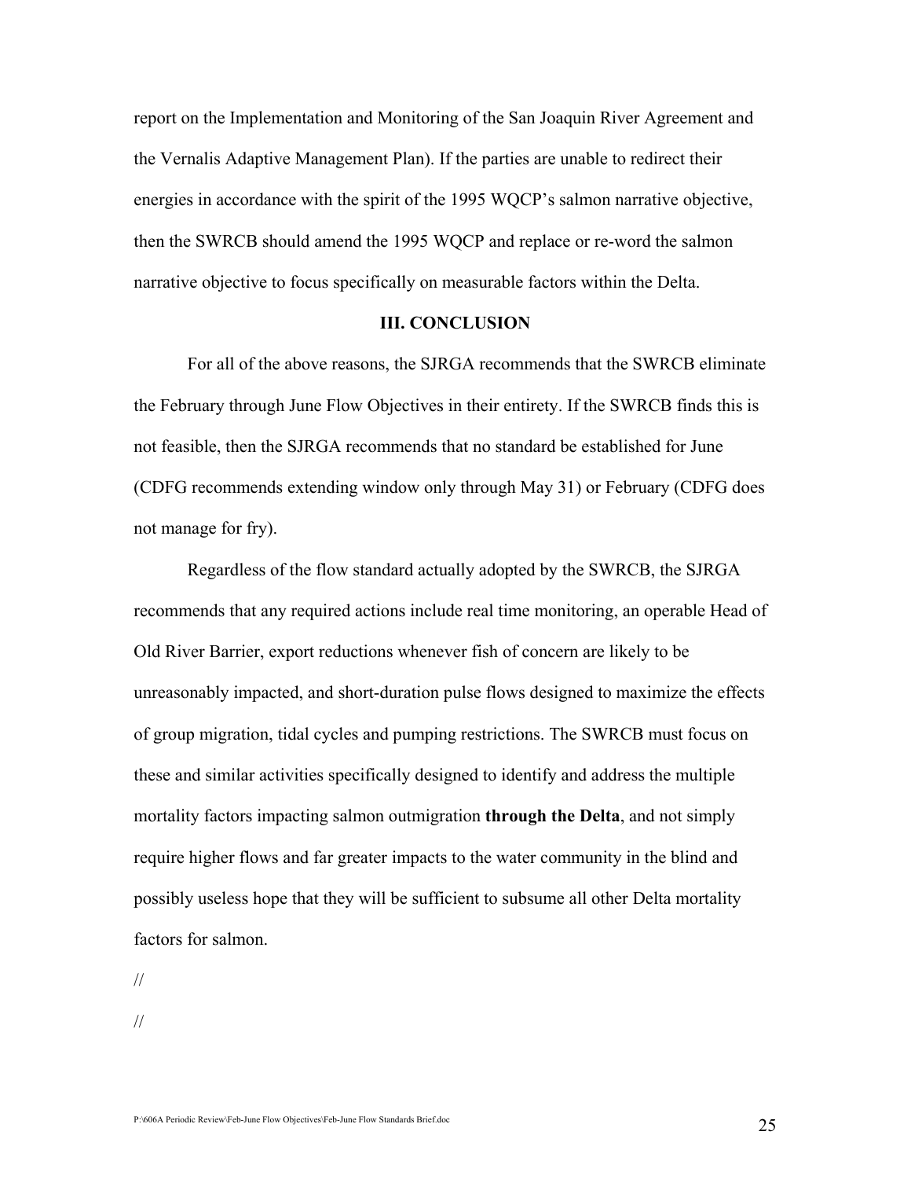report on the Implementation and Monitoring of the San Joaquin River Agreement and the Vernalis Adaptive Management Plan). If the parties are unable to redirect their energies in accordance with the spirit of the 1995 WQCP's salmon narrative objective, then the SWRCB should amend the 1995 WQCP and replace or re-word the salmon narrative objective to focus specifically on measurable factors within the Delta.

## III. CONCLUSION

For all of the above reasons, the SJRGA recommends that the SWRCB eliminate the February through June Flow Objectives in their entirety. If the SWRCB finds this is not feasible, then the SJRGA recommends that no standard be established for June (CDFG recommends extending window only through May 31) or February (CDFG does not manage for fry).

Regardless of the flow standard actually adopted by the SWRCB, the SJRGA recommends that any required actions include real time monitoring, an operable Head of Old River Barrier, export reductions whenever fish of concern are likely to be unreasonably impacted, and short-duration pulse flows designed to maximize the effects of group migration, tidal cycles and pumping restrictions. The SWRCB must focus on these and similar activities specifically designed to identify and address the multiple mortality factors impacting salmon outmigration **through the Delta**, and not simply require higher flows and far greater impacts to the water community in the blind and possibly useless hope that they will be sufficient to subsume all other Delta mortality factors for salmon.

//

//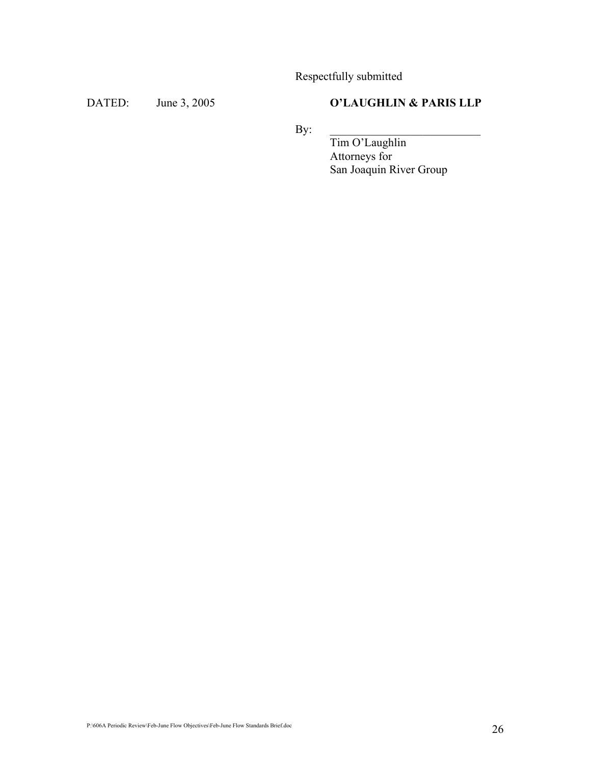Respectfully submitted

DATED: June 3, 2005

**O'LAUGHLIN & PARIS LLP**

By: \_\_\_\_\_\_\_\_\_\_\_\_\_\_\_\_\_\_\_\_\_\_\_\_\_\_

Tim O'Laughlin
Attorneys for
San Joaquin River Group

P:\606A Periodic Review\Feb-June Flow Objectives\Feb-June Flow Standards Brief.doc